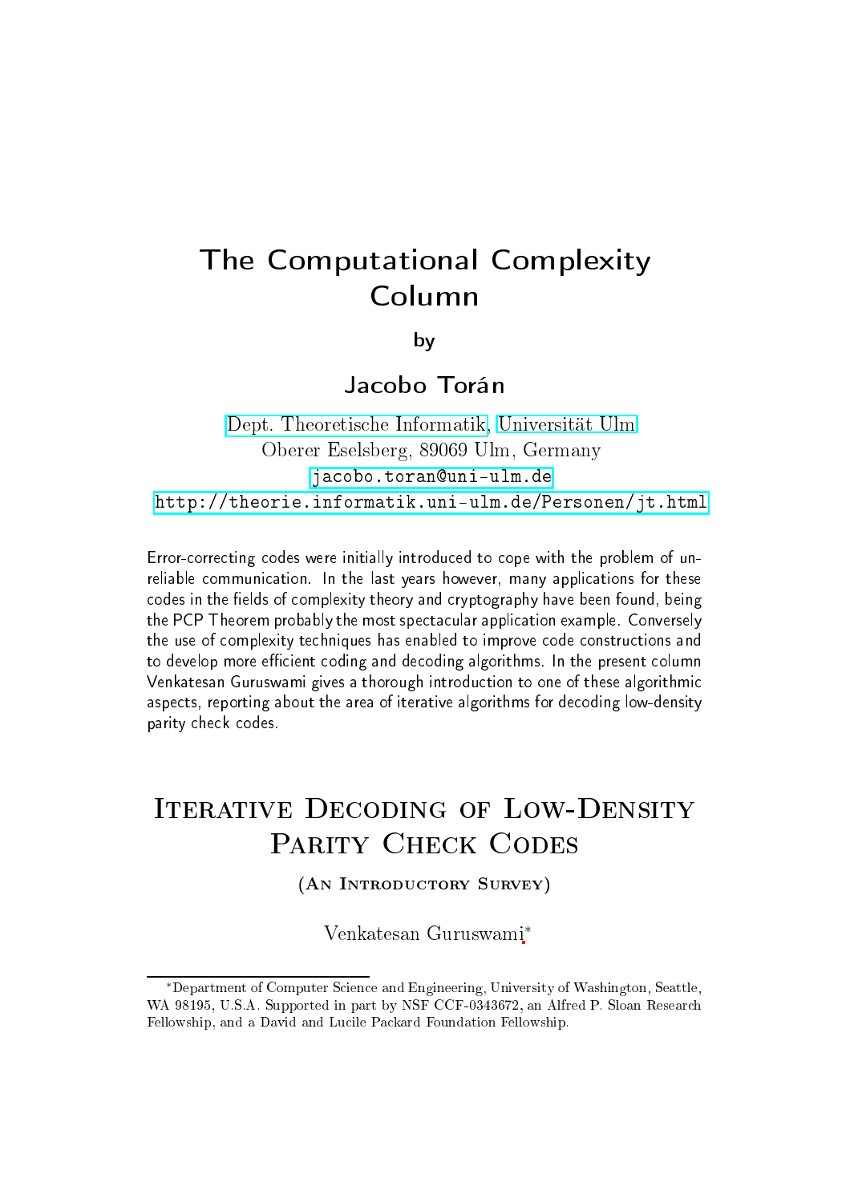# The Computational Complexity Column

by

## Jacobo Torán

Dept. Theoretische Informatik, Universität Ulm
Oberer Eselsberg, 89069 Ulm, Germany
jacobo.toran@uni-ulm.de
http://theorie.informatik.uni-ulm.de/Personen/jt.html

Error-correcting codes were initially introduced to cope with the problem of unreliable communication. In the last years however, many applications for these codes in the fields of complexity theory and cryptography have been found, being the PCP Theorem probably the most spectacular application example. Conversely the use of complexity techniques has enabled to improve code constructions and to develop more efficient coding and decoding algorithms. In the present column Venkatesan Guruswami gives a thorough introduction to one of these algorithmic aspects, reporting about the area of iterative algorithms for decoding low-density parity check codes.

# Iterative Decoding of Low-Density Parity Check Codes

(An Introductory Survey)

Venkatesan Guruswami*

*Department of Computer Science and Engineering, University of Washington, Seattle, WA 98195, U.S.A. Supported in part by NSF CCF-0343672, an Alfred P. Sloan Research Fellowship, and a David and Lucile Packard Foundation Fellowship.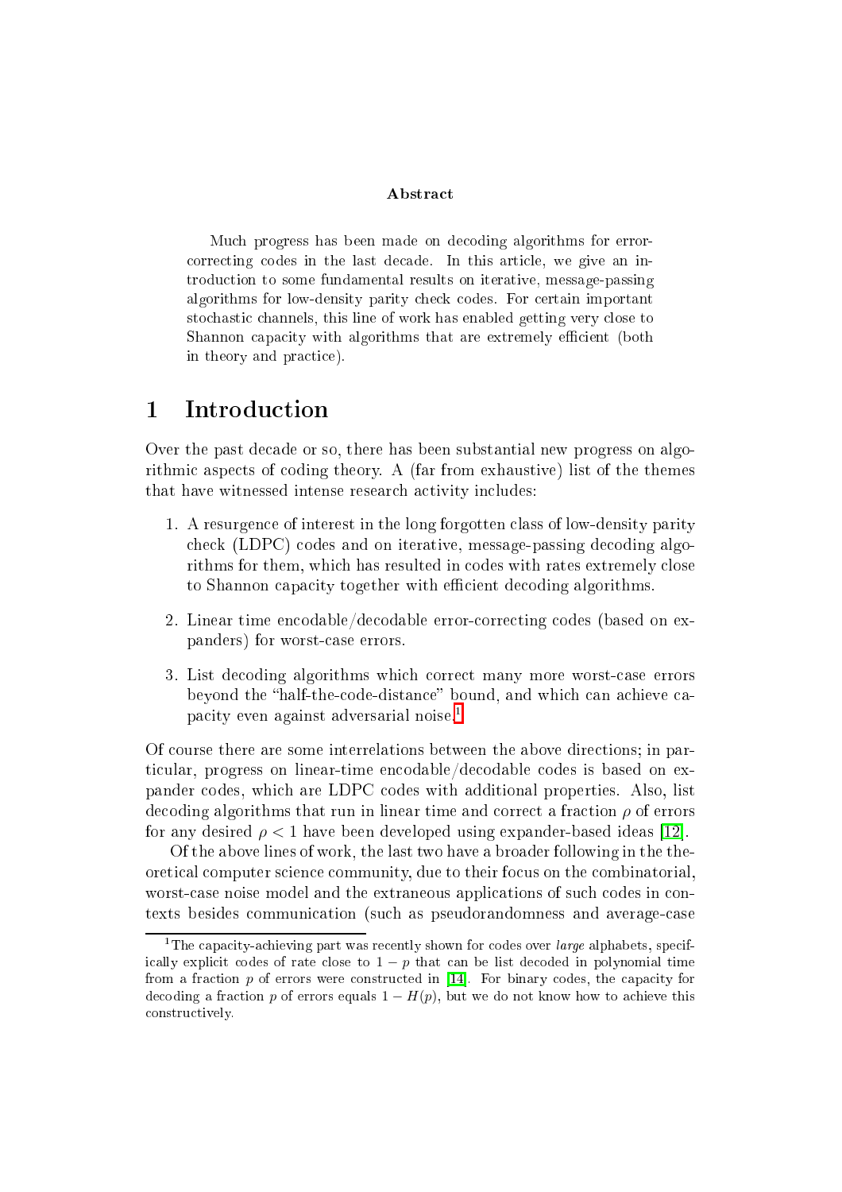**Abstract**

Much progress has been made on decoding algorithms for error-correcting codes in the last decade. In this article, we give an introduction to some fundamental results on iterative, message-passing algorithms for low-density parity check codes. For certain important stochastic channels, this line of work has enabled getting very close to Shannon capacity with algorithms that are extremely efficient (both in theory and practice).

# 1 Introduction

Over the past decade or so, there has been substantial new progress on algorithmic aspects of coding theory. A (far from exhaustive) list of the themes that have witnessed intense research activity includes:

1. A resurgence of interest in the long forgotten class of low-density parity check (LDPC) codes and on iterative, message-passing decoding algorithms for them, which has resulted in codes with rates extremely close to Shannon capacity together with efficient decoding algorithms.
2. Linear time encodable/decodable error-correcting codes (based on expanders) for worst-case errors.
3. List decoding algorithms which correct many more worst-case errors beyond the "half-the-code-distance" bound, and which can achieve capacity even against adversarial noise.[1]

Of course there are some interrelations between the above directions; in particular, progress on linear-time encodable/decodable codes is based on expander codes, which are LDPC codes with additional properties. Also, list decoding algorithms that run in linear time and correct a fraction $\rho$ of errors for any desired $\rho < 1$ have been developed using expander-based ideas [12].

Of the above lines of work, the last two have a broader following in the theoretical computer science community, due to their focus on the combinatorial, worst-case noise model and the extraneous applications of such codes in contexts besides communication (such as pseudorandomness and average-case

[1] The capacity-achieving part was recently shown for codes over *large* alphabets, specifically explicit codes of rate close to $1 - p$ that can be list decoded in polynomial time from a fraction $p$ of errors were constructed in [14]. For binary codes, the capacity for decoding a fraction $p$ of errors equals $1 - H(p)$, but we do not know how to achieve this constructively.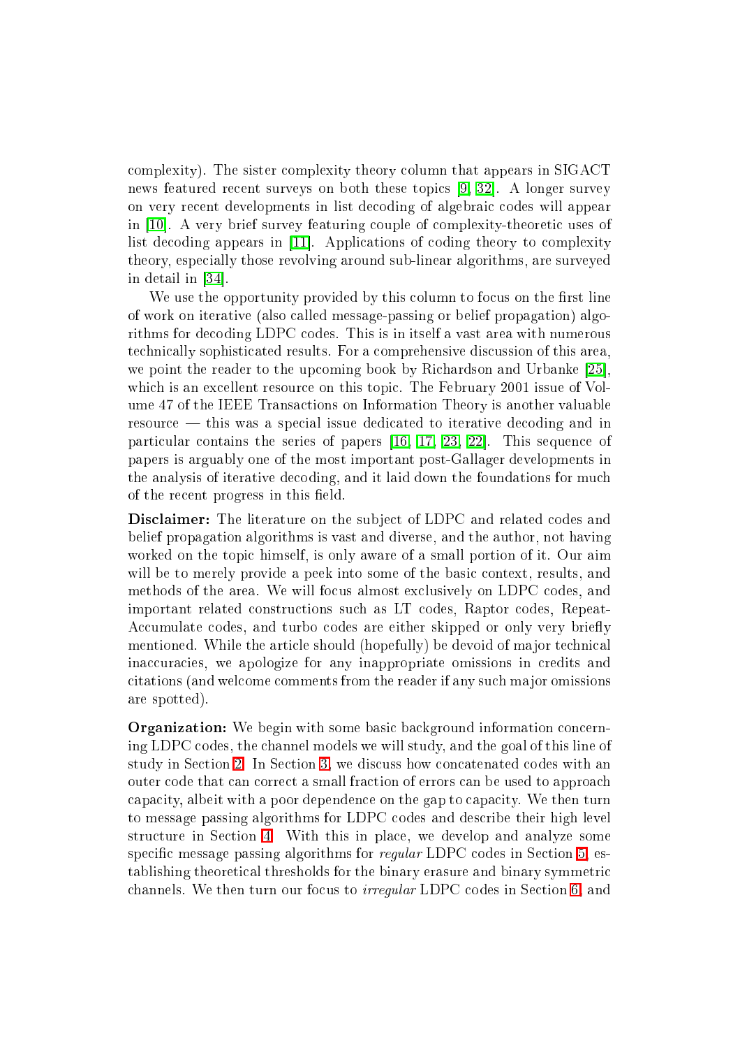complexity). The sister complexity theory column that appears in SIGACT news featured recent surveys on both these topics [9, 32]. A longer survey on very recent developments in list decoding of algebraic codes will appear in [10]. A very brief survey featuring couple of complexity-theoretic uses of list decoding appears in [11]. Applications of coding theory to complexity theory, especially those revolving around sub-linear algorithms, are surveyed in detail in [34].

We use the opportunity provided by this column to focus on the first line of work on iterative (also called message-passing or belief propagation) algorithms for decoding LDPC codes. This is in itself a vast area with numerous technically sophisticated results. For a comprehensive discussion of this area, we point the reader to the upcoming book by Richardson and Urbanke [25], which is an excellent resource on this topic. The February 2001 issue of Volume 47 of the IEEE Transactions on Information Theory is another valuable resource — this was a special issue dedicated to iterative decoding and in particular contains the series of papers [16, 17, 23, 22]. This sequence of papers is arguably one of the most important post-Gallager developments in the analysis of iterative decoding, and it laid down the foundations for much of the recent progress in this field.

**Disclaimer:** The literature on the subject of LDPC and related codes and belief propagation algorithms is vast and diverse, and the author, not having worked on the topic himself, is only aware of a small portion of it. Our aim will be to merely provide a peek into some of the basic context, results, and methods of the area. We will focus almost exclusively on LDPC codes, and important related constructions such as LT codes, Raptor codes, Repeat-Accumulate codes, and turbo codes are either skipped or only very briefly mentioned. While the article should (hopefully) be devoid of major technical inaccuracies, we apologize for any inappropriate omissions in credits and citations (and welcome comments from the reader if any such major omissions are spotted).

**Organization:** We begin with some basic background information concerning LDPC codes, the channel models we will study, and the goal of this line of study in Section 2. In Section 3, we discuss how concatenated codes with an outer code that can correct a small fraction of errors can be used to approach capacity, albeit with a poor dependence on the gap to capacity. We then turn to message passing algorithms for LDPC codes and describe their high level structure in Section 4. With this in place, we develop and analyze some specific message passing algorithms for *regular* LDPC codes in Section 5, establishing theoretical thresholds for the binary erasure and binary symmetric channels. We then turn our focus to *irregular* LDPC codes in Section 6, and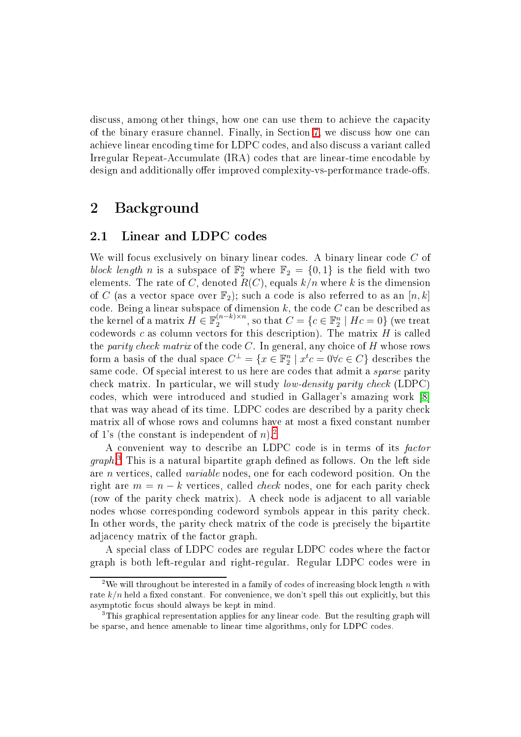discuss, among other things, how one can use them to achieve the capacity of the binary erasure channel. Finally, in Section 7, we discuss how one can achieve linear encoding time for LDPC codes, and also discuss a variant called Irregular Repeat-Accumulate (IRA) codes that are linear-time encodable by design and additionally offer improved complexity-vs-performance trade-offs.

# 2 Background

## 2.1 Linear and LDPC codes

We will focus exclusively on binary linear codes. A binary linear code $C$ of *block length* $n$ is a subspace of $\mathbb{F}_2^n$ where $\mathbb{F}_2 = \{0, 1\}$ is the field with two elements. The rate of $C$, denoted $R(C)$, equals $k/n$ where $k$ is the dimension of $C$ (as a vector space over $\mathbb{F}_2$); such a code is also referred to as an $[n, k]$ code. Being a linear subspace of dimension $k$, the code $C$ can be described as the kernel of a matrix $H \in \mathbb{F}_2^{(n-k)\times n}$, so that $C = \{c \in \mathbb{F}_2^n \mid Hc = 0\}$ (we treat codewords $c$ as column vectors for this description). The matrix $H$ is called the *parity check matrix* of the code $C$. In general, any choice of $H$ whose rows form a basis of the dual space $C^\perp = \{x \in \mathbb{F}_2^n \mid x^t c = 0 \forall c \in C\}$ describes the same code. Of special interest to us here are codes that admit a *sparse* parity check matrix. In particular, we will study *low-density parity check* (LDPC) codes, which were introduced and studied in Gallager's amazing work [8] that was way ahead of its time. LDPC codes are described by a parity check matrix all of whose rows and columns have at most a fixed constant number of 1's (the constant is independent of $n$).[2]

A convenient way to describe an LDPC code is in terms of its *factor graph*.[3] This is a natural bipartite graph defined as follows. On the left side are $n$ vertices, called *variable* nodes, one for each codeword position. On the right are $m = n - k$ vertices, called *check* nodes, one for each parity check (row of the parity check matrix). A check node is adjacent to all variable nodes whose corresponding codeword symbols appear in this parity check. In other words, the parity check matrix of the code is precisely the bipartite adjacency matrix of the factor graph.

A special class of LDPC codes are regular LDPC codes where the factor graph is both left-regular and right-regular. Regular LDPC codes were in

[2] We will throughout be interested in a family of codes of increasing block length $n$ with rate $k/n$ held a fixed constant. For convenience, we don't spell this out explicitly, but this asymptotic focus should always be kept in mind.

[3] This graphical representation applies for any linear code. But the resulting graph will be sparse, and hence amenable to linear time algorithms, only for LDPC codes.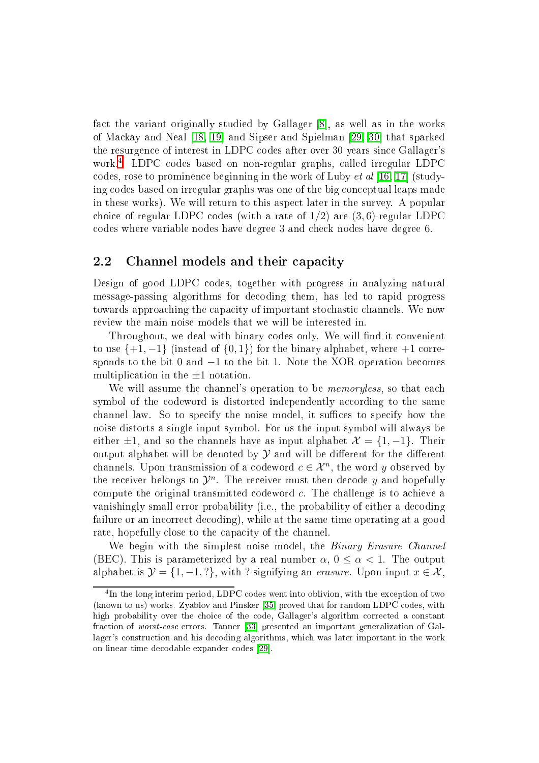fact the variant originally studied by Gallager [8], as well as in the works of Mackay and Neal [18, 19] and Sipser and Spielman [29, 30] that sparked the resurgence of interest in LDPC codes after over 30 years since Gallager's work.[4] LDPC codes based on non-regular graphs, called irregular LDPC codes, rose to prominence beginning in the work of Luby *et al* [16, 17] (studying codes based on irregular graphs was one of the big conceptual leaps made in these works). We will return to this aspect later in the survey. A popular choice of regular LDPC codes (with a rate of $1/2$) are $(3, 6)$-regular LDPC codes where variable nodes have degree 3 and check nodes have degree 6.

## 2.2 Channel models and their capacity

Design of good LDPC codes, together with progress in analyzing natural message-passing algorithms for decoding them, has led to rapid progress towards approaching the capacity of important stochastic channels. We now review the main noise models that we will be interested in.

Throughout, we deal with binary codes only. We will find it convenient to use $\{+1, -1\}$ (instead of $\{0, 1\}$) for the binary alphabet, where $+1$ corresponds to the bit 0 and $-1$ to the bit 1. Note the XOR operation becomes multiplication in the $\pm 1$ notation.

We will assume the channel's operation to be *memoryless*, so that each symbol of the codeword is distorted independently according to the same channel law. So to specify the noise model, it suffices to specify how the noise distorts a single input symbol. For us the input symbol will always be either $\pm 1$, and so the channels have as input alphabet $\mathcal{X} = \{1, -1\}$. Their output alphabet will be denoted by $\mathcal{Y}$ and will be different for the different channels. Upon transmission of a codeword $c \in \mathcal{X}^n$, the word $y$ observed by the receiver belongs to $\mathcal{Y}^n$. The receiver must then decode $y$ and hopefully compute the original transmitted codeword $c$. The challenge is to achieve a vanishingly small error probability (i.e., the probability of either a decoding failure or an incorrect decoding), while at the same time operating at a good rate, hopefully close to the capacity of the channel.

We begin with the simplest noise model, the *Binary Erasure Channel* (BEC). This is parameterized by a real number $\alpha$, $0 \leq \alpha < 1$. The output alphabet is $\mathcal{Y} = \{1, -1, ?\}$, with ? signifying an *erasure*. Upon input $x \in \mathcal{X}$,

---

[4] In the long interim period, LDPC codes went into oblivion, with the exception of two (known to us) works. Zyablov and Pinsker [35] proved that for random LDPC codes, with high probability over the choice of the code, Gallager's algorithm corrected a constant fraction of *worst-case* errors. Tanner [33] presented an important generalization of Gallager's construction and his decoding algorithms, which was later important in the work on linear time decodable expander codes [29].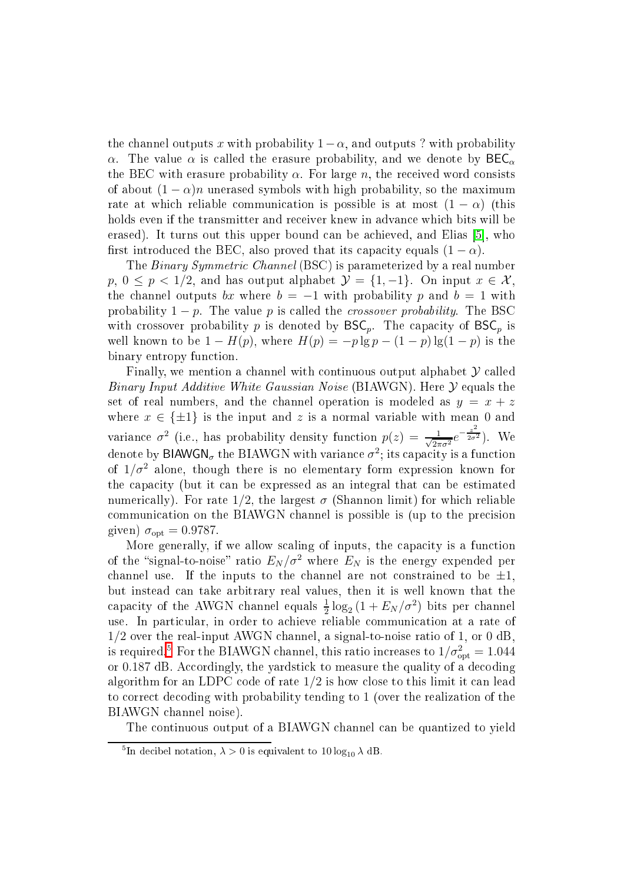the channel outputs $x$ with probability $1-\alpha$, and outputs ? with probability $\alpha$. The value $\alpha$ is called the erasure probability, and we denote by $\mathsf{BEC}_\alpha$ the BEC with erasure probability $\alpha$. For large $n$, the received word consists of about $(1-\alpha)n$ unerased symbols with high probability, so the maximum rate at which reliable communication is possible is at most $(1-\alpha)$ (this holds even if the transmitter and receiver knew in advance which bits will be erased). It turns out this upper bound can be achieved, and Elias [5], who first introduced the BEC, also proved that its capacity equals $(1-\alpha)$.

The *Binary Symmetric Channel* (BSC) is parameterized by a real number $p$, $0 \le p < 1/2$, and has output alphabet $\mathcal{Y} = \{1, -1\}$. On input $x \in \mathcal{X}$, the channel outputs $bx$ where $b = -1$ with probability $p$ and $b = 1$ with probability $1-p$. The value $p$ is called the *crossover probability*. The BSC with crossover probability $p$ is denoted by $\mathsf{BSC}_p$. The capacity of $\mathsf{BSC}_p$ is well known to be $1 - H(p)$, where $H(p) = -p \lg p - (1-p)\lg(1-p)$ is the binary entropy function.

Finally, we mention a channel with continuous output alphabet $\mathcal{Y}$ called *Binary Input Additive White Gaussian Noise* (BIAWGN). Here $\mathcal{Y}$ equals the set of real numbers, and the channel operation is modeled as $y = x + z$ where $x \in \{\pm 1\}$ is the input and $z$ is a normal variable with mean 0 and variance $\sigma^2$ (i.e., has probability density function $p(z) = \frac{1}{\sqrt{2\pi\sigma^2}} e^{-\frac{z^2}{2\sigma^2}}$). We denote by $\mathsf{BIAWGN}_\sigma$ the BIAWGN with variance $\sigma^2$; its capacity is a function of $1/\sigma^2$ alone, though there is no elementary form expression known for the capacity (but it can be expressed as an integral that can be estimated numerically). For rate 1/2, the largest $\sigma$ (Shannon limit) for which reliable communication on the BIAWGN channel is possible is (up to the precision given) $\sigma_{\text{opt}} = 0.9787$.

More generally, if we allow scaling of inputs, the capacity is a function of the "signal-to-noise" ratio $E_N/\sigma^2$ where $E_N$ is the energy expended per channel use. If the inputs to the channel are not constrained to be $\pm 1$, but instead can take arbitrary real values, then it is well known that the capacity of the AWGN channel equals $\frac{1}{2}\log_2(1 + E_N/\sigma^2)$ bits per channel use. In particular, in order to achieve reliable communication at a rate of 1/2 over the real-input AWGN channel, a signal-to-noise ratio of 1, or 0 dB, is required.[5] For the BIAWGN channel, this ratio increases to $1/\sigma_{\text{opt}}^2 = 1.044$ or 0.187 dB. Accordingly, the yardstick to measure the quality of a decoding algorithm for an LDPC code of rate 1/2 is how close to this limit it can lead to correct decoding with probability tending to 1 (over the realization of the BIAWGN channel noise).

The continuous output of a BIAWGN channel can be quantized to yield

[5] In decibel notation, $\lambda > 0$ is equivalent to $10 \log_{10} \lambda$ dB.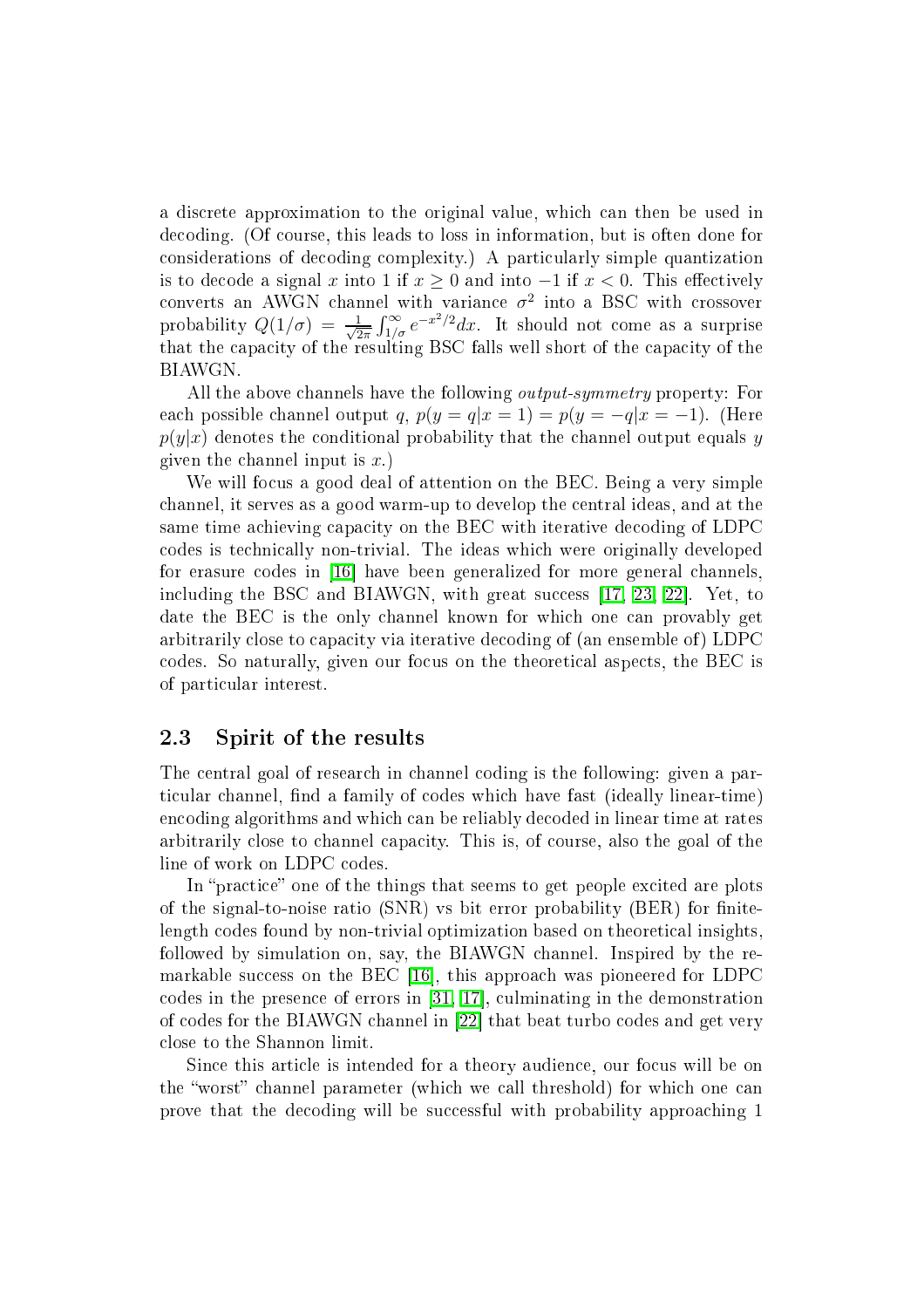a discrete approximation to the original value, which can then be used in decoding. (Of course, this leads to loss in information, but is often done for considerations of decoding complexity.) A particularly simple quantization is to decode a signal $x$ into 1 if $x \geq 0$ and into $-1$ if $x < 0$. This effectively converts an AWGN channel with variance $\sigma^2$ into a BSC with crossover probability $Q(1/\sigma) = \frac{1}{\sqrt{2\pi}} \int_{1/\sigma}^{\infty} e^{-x^2/2} dx$. It should not come as a surprise that the capacity of the resulting BSC falls well short of the capacity of the BIAWGN.

All the above channels have the following *output-symmetry* property: For each possible channel output $q$, $p(y = q|x = 1) = p(y = -q|x = -1)$. (Here $p(y|x)$ denotes the conditional probability that the channel output equals $y$ given the channel input is $x$.)

We will focus a good deal of attention on the BEC. Being a very simple channel, it serves as a good warm-up to develop the central ideas, and at the same time achieving capacity on the BEC with iterative decoding of LDPC codes is technically non-trivial. The ideas which were originally developed for erasure codes in [16] have been generalized for more general channels, including the BSC and BIAWGN, with great success [17, 23, 22]. Yet, to date the BEC is the only channel known for which one can provably get arbitrarily close to capacity via iterative decoding of (an ensemble of) LDPC codes. So naturally, given our focus on the theoretical aspects, the BEC is of particular interest.

## 2.3 Spirit of the results

The central goal of research in channel coding is the following: given a particular channel, find a family of codes which have fast (ideally linear-time) encoding algorithms and which can be reliably decoded in linear time at rates arbitrarily close to channel capacity. This is, of course, also the goal of the line of work on LDPC codes.

In "practice" one of the things that seems to get people excited are plots of the signal-to-noise ratio (SNR) vs bit error probability (BER) for finite-length codes found by non-trivial optimization based on theoretical insights, followed by simulation on, say, the BIAWGN channel. Inspired by the remarkable success on the BEC [16], this approach was pioneered for LDPC codes in the presence of errors in [31, 17], culminating in the demonstration of codes for the BIAWGN channel in [22] that beat turbo codes and get very close to the Shannon limit.

Since this article is intended for a theory audience, our focus will be on the "worst" channel parameter (which we call threshold) for which one can prove that the decoding will be successful with probability approaching 1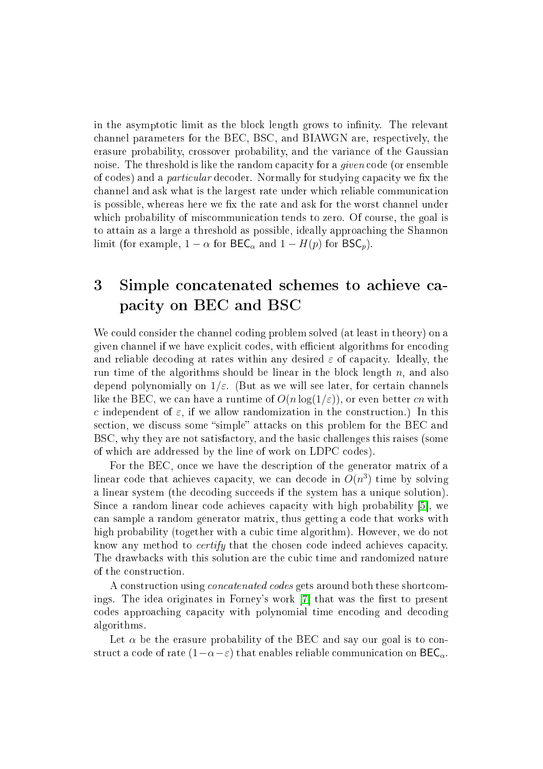in the asymptotic limit as the block length grows to infinity. The relevant channel parameters for the BEC, BSC, and BIAWGN are, respectively, the erasure probability, crossover probability, and the variance of the Gaussian noise. The threshold is like the random capacity for a *given* code (or ensemble of codes) and a *particular* decoder. Normally for studying capacity we fix the channel and ask what is the largest rate under which reliable communication is possible, whereas here we fix the rate and ask for the worst channel under which probability of miscommunication tends to zero. Of course, the goal is to attain as a large a threshold as possible, ideally approaching the Shannon limit (for example, $1 - \alpha$ for $\mathsf{BEC}_\alpha$ and $1 - H(p)$ for $\mathsf{BSC}_p$).

# 3 Simple concatenated schemes to achieve capacity on BEC and BSC

We could consider the channel coding problem solved (at least in theory) on a given channel if we have explicit codes, with efficient algorithms for encoding and reliable decoding at rates within any desired $\varepsilon$ of capacity. Ideally, the run time of the algorithms should be linear in the block length $n$, and also depend polynomially on $1/\varepsilon$. (But as we will see later, for certain channels like the BEC, we can have a runtime of $O(n \log(1/\varepsilon))$, or even better $cn$ with $c$ independent of $\varepsilon$, if we allow randomization in the construction.) In this section, we discuss some "simple" attacks on this problem for the BEC and BSC, why they are not satisfactory, and the basic challenges this raises (some of which are addressed by the line of work on LDPC codes).

For the BEC, once we have the description of the generator matrix of a linear code that achieves capacity, we can decode in $O(n^3)$ time by solving a linear system (the decoding succeeds if the system has a unique solution). Since a random linear code achieves capacity with high probability [5], we can sample a random generator matrix, thus getting a code that works with high probability (together with a cubic time algorithm). However, we do not know any method to *certify* that the chosen code indeed achieves capacity. The drawbacks with this solution are the cubic time and randomized nature of the construction.

A construction using *concatenated codes* gets around both these shortcomings. The idea originates in Forney's work [7] that was the first to present codes approaching capacity with polynomial time encoding and decoding algorithms.

Let $\alpha$ be the erasure probability of the BEC and say our goal is to construct a code of rate $(1-\alpha-\varepsilon)$ that enables reliable communication on $\mathsf{BEC}_\alpha$.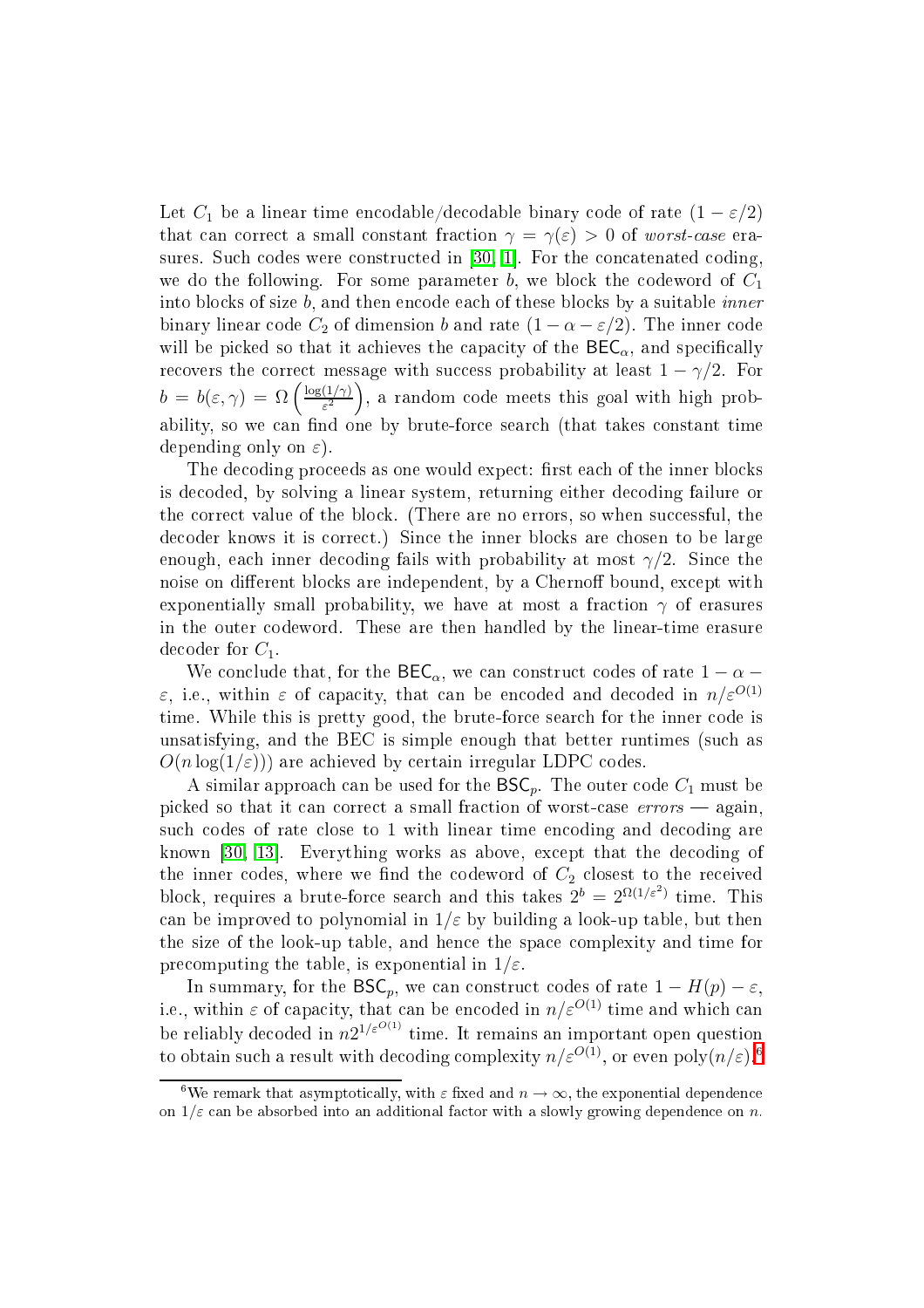Let $C_1$ be a linear time encodable/decodable binary code of rate $(1 - \varepsilon/2)$ that can correct a small constant fraction $\gamma = \gamma(\varepsilon) > 0$ of *worst-case* erasures. Such codes were constructed in [30, 1]. For the concatenated coding, we do the following. For some parameter $b$, we block the codeword of $C_1$ into blocks of size $b$, and then encode each of these blocks by a suitable *inner* binary linear code $C_2$ of dimension $b$ and rate $(1 - \alpha - \varepsilon/2)$. The inner code will be picked so that it achieves the capacity of the $\mathsf{BEC}_\alpha$, and specifically recovers the correct message with success probability at least $1 - \gamma/2$. For $b = b(\varepsilon, \gamma) = \Omega\left(\frac{\log(1/\gamma)}{\varepsilon^2}\right)$, a random code meets this goal with high probability, so we can find one by brute-force search (that takes constant time depending only on $\varepsilon$).

The decoding proceeds as one would expect: first each of the inner blocks is decoded, by solving a linear system, returning either decoding failure or the correct value of the block. (There are no errors, so when successful, the decoder knows it is correct.) Since the inner blocks are chosen to be large enough, each inner decoding fails with probability at most $\gamma/2$. Since the noise on different blocks are independent, by a Chernoff bound, except with exponentially small probability, we have at most a fraction $\gamma$ of erasures in the outer codeword. These are then handled by the linear-time erasure decoder for $C_1$.

We conclude that, for the $\mathsf{BEC}_\alpha$, we can construct codes of rate $1 - \alpha - \varepsilon$, i.e., within $\varepsilon$ of capacity, that can be encoded and decoded in $n/\varepsilon^{O(1)}$ time. While this is pretty good, the brute-force search for the inner code is unsatisfying, and the BEC is simple enough that better runtimes (such as $O(n \log(1/\varepsilon))$) are achieved by certain irregular LDPC codes.

A similar approach can be used for the $\mathsf{BSC}_p$. The outer code $C_1$ must be picked so that it can correct a small fraction of worst-case *errors* — again, such codes of rate close to 1 with linear time encoding and decoding are known [30, 13]. Everything works as above, except that the decoding of the inner codes, where we find the codeword of $C_2$ closest to the received block, requires a brute-force search and this takes $2^b = 2^{\Omega(1/\varepsilon^2)}$ time. This can be improved to polynomial in $1/\varepsilon$ by building a look-up table, but then the size of the look-up table, and hence the space complexity and time for precomputing the table, is exponential in $1/\varepsilon$.

In summary, for the $\mathsf{BSC}_p$, we can construct codes of rate $1 - H(p) - \varepsilon$, i.e., within $\varepsilon$ of capacity, that can be encoded in $n/\varepsilon^{O(1)}$ time and which can be reliably decoded in $n2^{1/\varepsilon^{O(1)}}$ time. It remains an important open question to obtain such a result with decoding complexity $n/\varepsilon^{O(1)}$, or even $\mathrm{poly}(n/\varepsilon)$.[6]

[6] We remark that asymptotically, with $\varepsilon$ fixed and $n \to \infty$, the exponential dependence on $1/\varepsilon$ can be absorbed into an additional factor with a slowly growing dependence on $n$.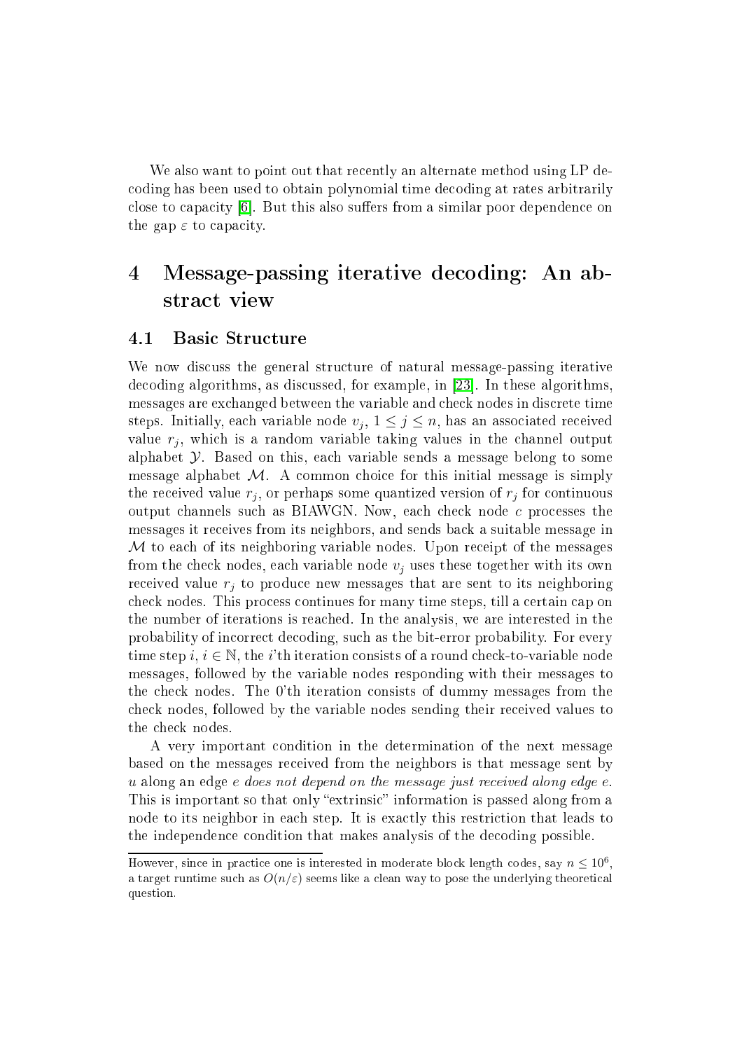We also want to point out that recently an alternate method using LP decoding has been used to obtain polynomial time decoding at rates arbitrarily close to capacity [6]. But this also suffers from a similar poor dependence on the gap $\varepsilon$ to capacity.

# 4 Message-passing iterative decoding: An abstract view

## 4.1 Basic Structure

We now discuss the general structure of natural message-passing iterative decoding algorithms, as discussed, for example, in [23]. In these algorithms, messages are exchanged between the variable and check nodes in discrete time steps. Initially, each variable node $v_j$, $1 \leq j \leq n$, has an associated received value $r_j$, which is a random variable taking values in the channel output alphabet $\mathcal{Y}$. Based on this, each variable sends a message belong to some message alphabet $\mathcal{M}$. A common choice for this initial message is simply the received value $r_j$, or perhaps some quantized version of $r_j$ for continuous output channels such as BIAWGN. Now, each check node $c$ processes the messages it receives from its neighbors, and sends back a suitable message in $\mathcal{M}$ to each of its neighboring variable nodes. Upon receipt of the messages from the check nodes, each variable node $v_j$ uses these together with its own received value $r_j$ to produce new messages that are sent to its neighboring check nodes. This process continues for many time steps, till a certain cap on the number of iterations is reached. In the analysis, we are interested in the probability of incorrect decoding, such as the bit-error probability. For every time step $i$, $i \in \mathbb{N}$, the $i$'th iteration consists of a round check-to-variable node messages, followed by the variable nodes responding with their messages to the check nodes. The 0'th iteration consists of dummy messages from the check nodes, followed by the variable nodes sending their received values to the check nodes.

A very important condition in the determination of the next message based on the messages received from the neighbors is that message sent by $u$ along an edge $e$ *does not depend on the message just received along edge* $e$. This is important so that only "extrinsic" information is passed along from a node to its neighbor in each step. It is exactly this restriction that leads to the independence condition that makes analysis of the decoding possible.

---

However, since in practice one is interested in moderate block length codes, say $n \leq 10^6$, a target runtime such as $O(n/\varepsilon)$ seems like a clean way to pose the underlying theoretical question.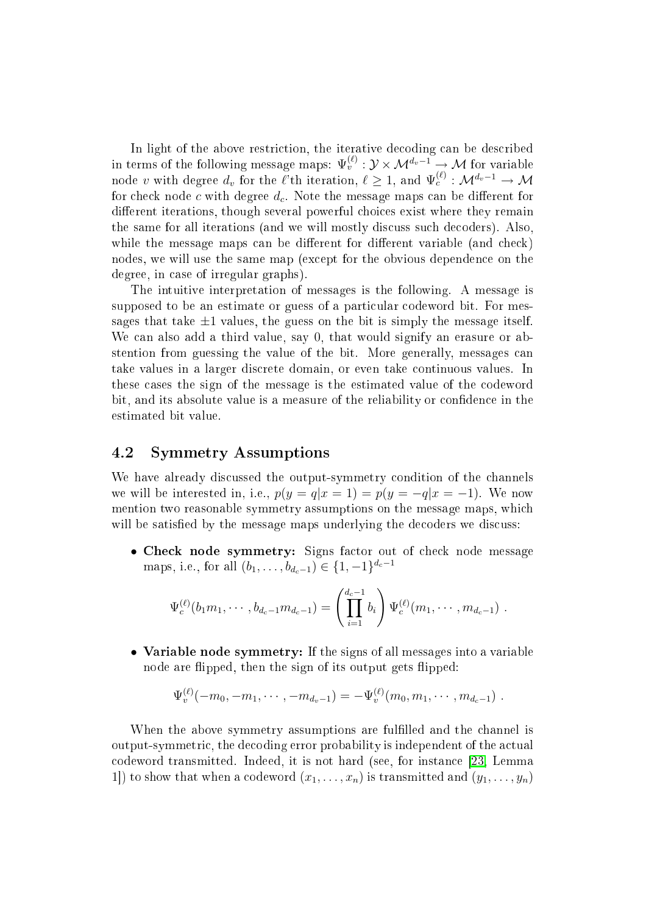In light of the above restriction, the iterative decoding can be described in terms of the following message maps: $\Psi_v^{(\ell)} : \mathcal{Y} \times \mathcal{M}^{d_v - 1} \to \mathcal{M}$ for variable node $v$ with degree $d_v$ for the $\ell$'th iteration, $\ell \geq 1$, and $\Psi_c^{(\ell)} : \mathcal{M}^{d_v - 1} \to \mathcal{M}$ for check node $c$ with degree $d_c$. Note the message maps can be different for different iterations, though several powerful choices exist where they remain the same for all iterations (and we will mostly discuss such decoders). Also, while the message maps can be different for different variable (and check) nodes, we will use the same map (except for the obvious dependence on the degree, in case of irregular graphs).

The intuitive interpretation of messages is the following. A message is supposed to be an estimate or guess of a particular codeword bit. For messages that take $\pm 1$ values, the guess on the bit is simply the message itself. We can also add a third value, say 0, that would signify an erasure or abstention from guessing the value of the bit. More generally, messages can take values in a larger discrete domain, or even take continuous values. In these cases the sign of the message is the estimated value of the codeword bit, and its absolute value is a measure of the reliability or confidence in the estimated bit value.

## 4.2 Symmetry Assumptions

We have already discussed the output-symmetry condition of the channels we will be interested in, i.e., $p(y = q | x = 1) = p(y = -q | x = -1)$. We now mention two reasonable symmetry assumptions on the message maps, which will be satisfied by the message maps underlying the decoders we discuss:

- **Check node symmetry:** Signs factor out of check node message maps, i.e., for all $(b_1, \ldots, b_{d_c - 1}) \in \{1, -1\}^{d_c - 1}$

$$\Psi_c^{(\ell)}(b_1 m_1, \cdots, b_{d_c - 1} m_{d_c - 1}) = \left( \prod_{i=1}^{d_c - 1} b_i \right) \Psi_c^{(\ell)}(m_1, \cdots, m_{d_c - 1}) \ .$$

- **Variable node symmetry:** If the signs of all messages into a variable node are flipped, then the sign of its output gets flipped:

$$\Psi_v^{(\ell)}(-m_0, -m_1, \cdots, -m_{d_v - 1}) = -\Psi_v^{(\ell)}(m_0, m_1, \cdots, m_{d_c - 1}) \ .$$

When the above symmetry assumptions are fulfilled and the channel is output-symmetric, the decoding error probability is independent of the actual codeword transmitted. Indeed, it is not hard (see, for instance [23, Lemma 1]) to show that when a codeword $(x_1, \ldots, x_n)$ is transmitted and $(y_1, \ldots, y_n)$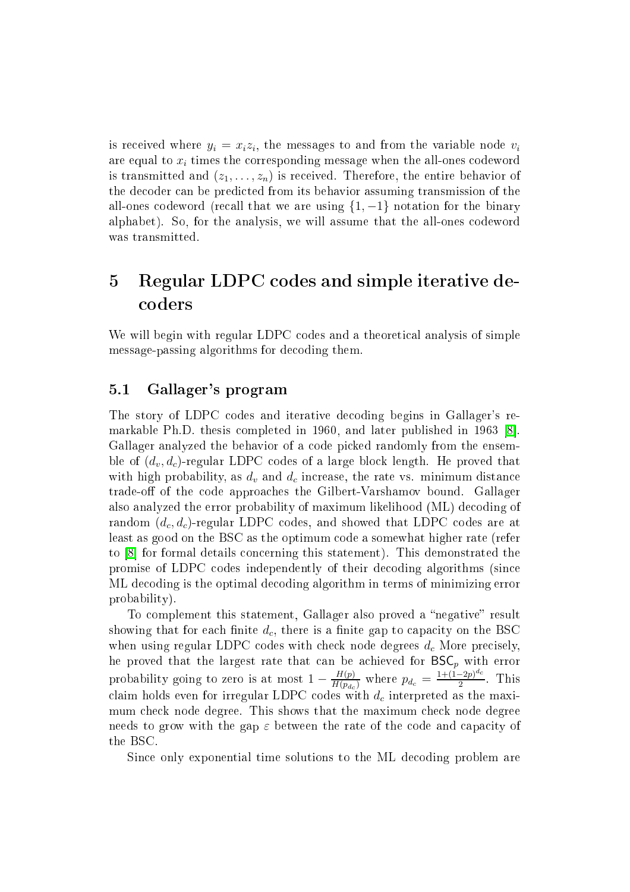is received where $y_i = x_i z_i$, the messages to and from the variable node $v_i$ are equal to $x_i$ times the corresponding message when the all-ones codeword is transmitted and $(z_1, \ldots, z_n)$ is received. Therefore, the entire behavior of the decoder can be predicted from its behavior assuming transmission of the all-ones codeword (recall that we are using $\{1, -1\}$ notation for the binary alphabet). So, for the analysis, we will assume that the all-ones codeword was transmitted.

# 5 Regular LDPC codes and simple iterative decoders

We will begin with regular LDPC codes and a theoretical analysis of simple message-passing algorithms for decoding them.

## 5.1 Gallager's program

The story of LDPC codes and iterative decoding begins in Gallager's remarkable Ph.D. thesis completed in 1960, and later published in 1963 [8]. Gallager analyzed the behavior of a code picked randomly from the ensemble of $(d_v, d_c)$-regular LDPC codes of a large block length. He proved that with high probability, as $d_v$ and $d_c$ increase, the rate vs. minimum distance trade-off of the code approaches the Gilbert-Varshamov bound. Gallager also analyzed the error probability of maximum likelihood (ML) decoding of random $(d_c, d_c)$-regular LDPC codes, and showed that LDPC codes are at least as good on the BSC as the optimum code a somewhat higher rate (refer to [8] for formal details concerning this statement). This demonstrated the promise of LDPC codes independently of their decoding algorithms (since ML decoding is the optimal decoding algorithm in terms of minimizing error probability).

To complement this statement, Gallager also proved a "negative" result showing that for each finite $d_c$, there is a finite gap to capacity on the BSC when using regular LDPC codes with check node degrees $d_c$ More precisely, he proved that the largest rate that can be achieved for $\mathsf{BSC}_p$ with error probability going to zero is at most $1 - \frac{H(p)}{H(p_{d_c})}$ where $p_{d_c} = \frac{1+(1-2p)^{d_c}}{2}$. This claim holds even for irregular LDPC codes with $d_c$ interpreted as the maximum check node degree. This shows that the maximum check node degree needs to grow with the gap $\varepsilon$ between the rate of the code and capacity of the BSC.

Since only exponential time solutions to the ML decoding problem are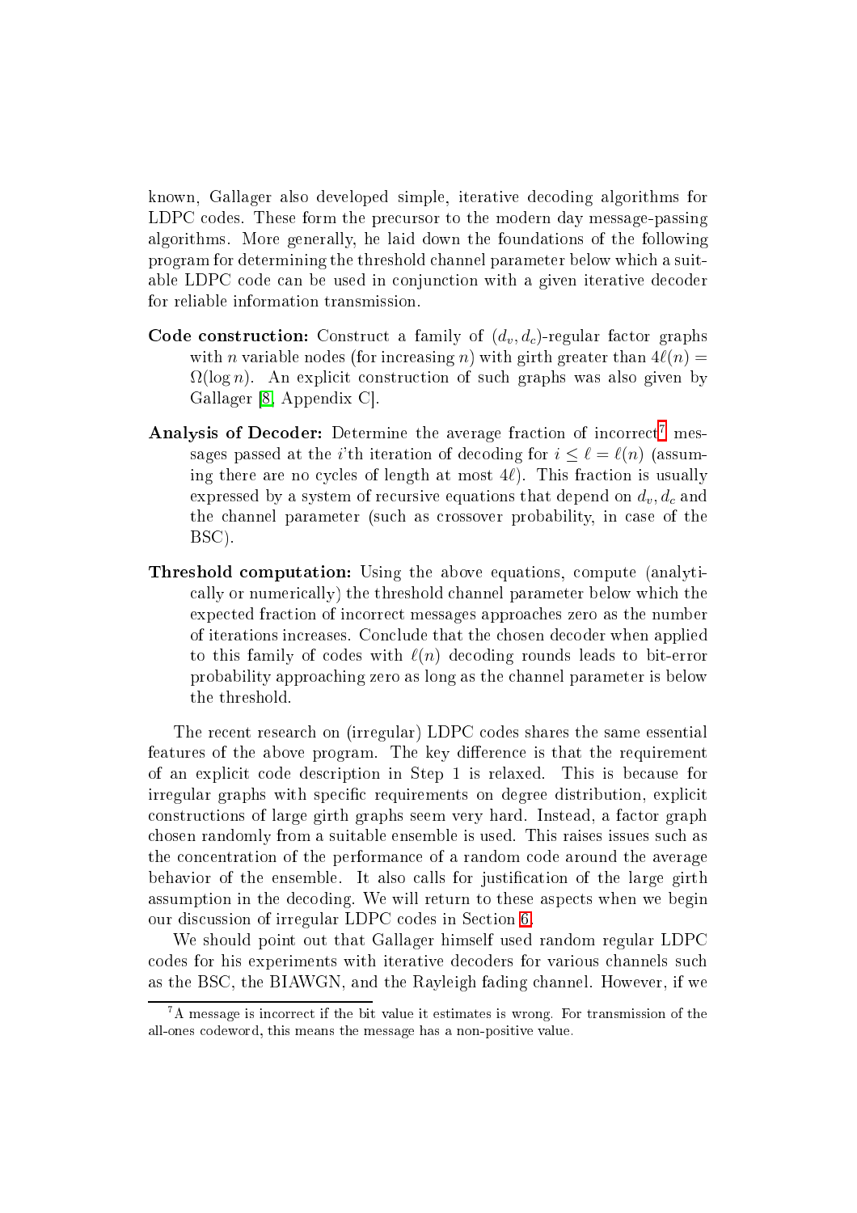known, Gallager also developed simple, iterative decoding algorithms for LDPC codes. These form the precursor to the modern day message-passing algorithms. More generally, he laid down the foundations of the following program for determining the threshold channel parameter below which a suitable LDPC code can be used in conjunction with a given iterative decoder for reliable information transmission.

**Code construction:** Construct a family of $(d_v, d_c)$-regular factor graphs with $n$ variable nodes (for increasing $n$) with girth greater than $4\ell(n) = \Omega(\log n)$. An explicit construction of such graphs was also given by Gallager [8, Appendix C].

**Analysis of Decoder:** Determine the average fraction of incorrect[7] messages passed at the $i$'th iteration of decoding for $i \leq \ell = \ell(n)$ (assuming there are no cycles of length at most $4\ell$). This fraction is usually expressed by a system of recursive equations that depend on $d_v, d_c$ and the channel parameter (such as crossover probability, in case of the BSC).

**Threshold computation:** Using the above equations, compute (analytically or numerically) the threshold channel parameter below which the expected fraction of incorrect messages approaches zero as the number of iterations increases. Conclude that the chosen decoder when applied to this family of codes with $\ell(n)$ decoding rounds leads to bit-error probability approaching zero as long as the channel parameter is below the threshold.

The recent research on (irregular) LDPC codes shares the same essential features of the above program. The key difference is that the requirement of an explicit code description in Step 1 is relaxed. This is because for irregular graphs with specific requirements on degree distribution, explicit constructions of large girth graphs seem very hard. Instead, a factor graph chosen randomly from a suitable ensemble is used. This raises issues such as the concentration of the performance of a random code around the average behavior of the ensemble. It also calls for justification of the large girth assumption in the decoding. We will return to these aspects when we begin our discussion of irregular LDPC codes in Section 6.

We should point out that Gallager himself used random regular LDPC codes for his experiments with iterative decoders for various channels such as the BSC, the BIAWGN, and the Rayleigh fading channel. However, if we

[7] A message is incorrect if the bit value it estimates is wrong. For transmission of the all-ones codeword, this means the message has a non-positive value.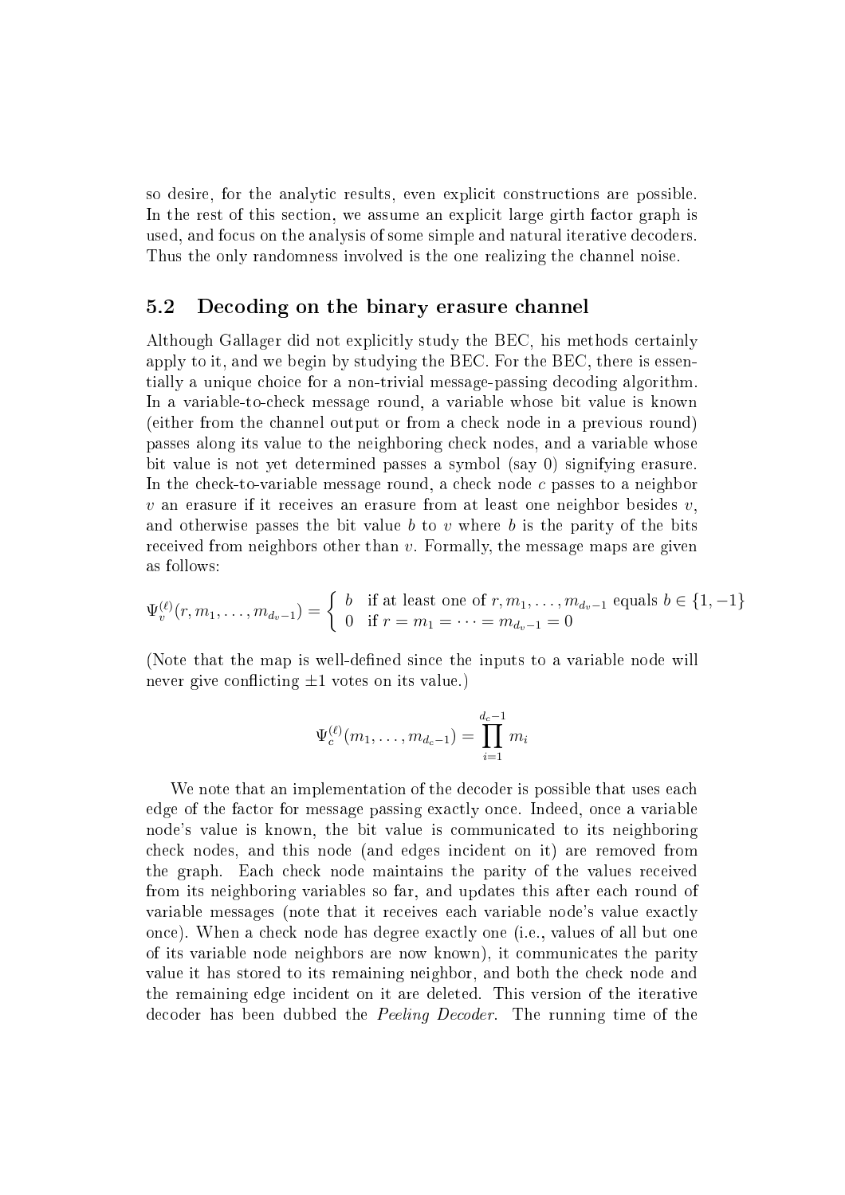so desire, for the analytic results, even explicit constructions are possible. In the rest of this section, we assume an explicit large girth factor graph is used, and focus on the analysis of some simple and natural iterative decoders. Thus the only randomness involved is the one realizing the channel noise.

## 5.2 Decoding on the binary erasure channel

Although Gallager did not explicitly study the BEC, his methods certainly apply to it, and we begin by studying the BEC. For the BEC, there is essentially a unique choice for a non-trivial message-passing decoding algorithm. In a variable-to-check message round, a variable whose bit value is known (either from the channel output or from a check node in a previous round) passes along its value to the neighboring check nodes, and a variable whose bit value is not yet determined passes a symbol (say 0) signifying erasure. In the check-to-variable message round, a check node $c$ passes to a neighbor $v$ an erasure if it receives an erasure from at least one neighbor besides $v$, and otherwise passes the bit value $b$ to $v$ where $b$ is the parity of the bits received from neighbors other than $v$. Formally, the message maps are given as follows:

$$\Psi_v^{(\ell)}(r, m_1, \ldots, m_{d_v-1}) = \begin{cases} b & \text{if at least one of } r, m_1, \ldots, m_{d_v-1} \text{ equals } b \in \{1, -1\} \\ 0 & \text{if } r = m_1 = \cdots = m_{d_v-1} = 0 \end{cases}$$

(Note that the map is well-defined since the inputs to a variable node will never give conflicting $\pm 1$ votes on its value.)

$$\Psi_c^{(\ell)}(m_1, \ldots, m_{d_c-1}) = \prod_{i=1}^{d_c-1} m_i$$

We note that an implementation of the decoder is possible that uses each edge of the factor for message passing exactly once. Indeed, once a variable node's value is known, the bit value is communicated to its neighboring check nodes, and this node (and edges incident on it) are removed from the graph. Each check node maintains the parity of the values received from its neighboring variables so far, and updates this after each round of variable messages (note that it receives each variable node's value exactly once). When a check node has degree exactly one (i.e., values of all but one of its variable node neighbors are now known), it communicates the parity value it has stored to its remaining neighbor, and both the check node and the remaining edge incident on it are deleted. This version of the iterative decoder has been dubbed the *Peeling Decoder*. The running time of the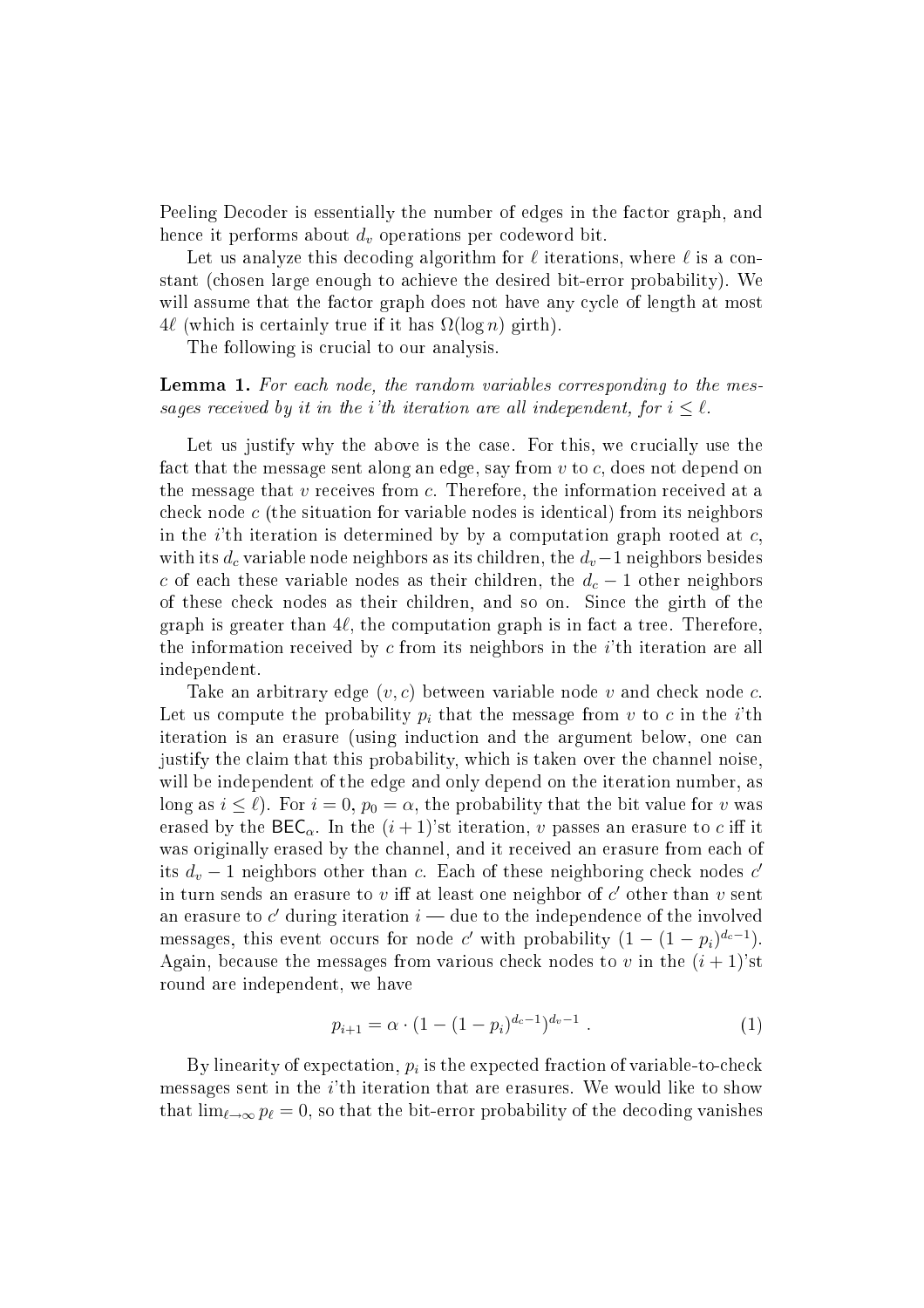Peeling Decoder is essentially the number of edges in the factor graph, and hence it performs about $d_v$ operations per codeword bit.

Let us analyze this decoding algorithm for $\ell$ iterations, where $\ell$ is a constant (chosen large enough to achieve the desired bit-error probability). We will assume that the factor graph does not have any cycle of length at most $4\ell$ (which is certainly true if it has $\Omega(\log n)$ girth).

The following is crucial to our analysis.

**Lemma 1.** *For each node, the random variables corresponding to the messages received by it in the $i$'th iteration are all independent, for $i \leq \ell$.*

Let us justify why the above is the case. For this, we crucially use the fact that the message sent along an edge, say from $v$ to $c$, does not depend on the message that $v$ receives from $c$. Therefore, the information received at a check node $c$ (the situation for variable nodes is identical) from its neighbors in the $i$'th iteration is determined by by a computation graph rooted at $c$, with its $d_c$ variable node neighbors as its children, the $d_v - 1$ neighbors besides $c$ of each these variable nodes as their children, the $d_c - 1$ other neighbors of these check nodes as their children, and so on. Since the girth of the graph is greater than $4\ell$, the computation graph is in fact a tree. Therefore, the information received by $c$ from its neighbors in the $i$'th iteration are all independent.

Take an arbitrary edge $(v, c)$ between variable node $v$ and check node $c$. Let us compute the probability $p_i$ that the message from $v$ to $c$ in the $i$'th iteration is an erasure (using induction and the argument below, one can justify the claim that this probability, which is taken over the channel noise, will be independent of the edge and only depend on the iteration number, as long as $i \leq \ell$). For $i = 0$, $p_0 = \alpha$, the probability that the bit value for $v$ was erased by the $\mathsf{BEC}_\alpha$. In the $(i+1)$'st iteration, $v$ passes an erasure to $c$ iff it was originally erased by the channel, and it received an erasure from each of its $d_v - 1$ neighbors other than $c$. Each of these neighboring check nodes $c'$ in turn sends an erasure to $v$ iff at least one neighbor of $c'$ other than $v$ sent an erasure to $c'$ during iteration $i$ — due to the independence of the involved messages, this event occurs for node $c'$ with probability $(1 - (1 - p_i)^{d_c - 1})$. Again, because the messages from various check nodes to $v$ in the $(i+1)$'st round are independent, we have

$$p_{i+1} = \alpha \cdot (1 - (1 - p_i)^{d_c - 1})^{d_v - 1} . \tag{1}$$

By linearity of expectation, $p_i$ is the expected fraction of variable-to-check messages sent in the $i$'th iteration that are erasures. We would like to show that $\lim_{\ell \to \infty} p_\ell = 0$, so that the bit-error probability of the decoding vanishes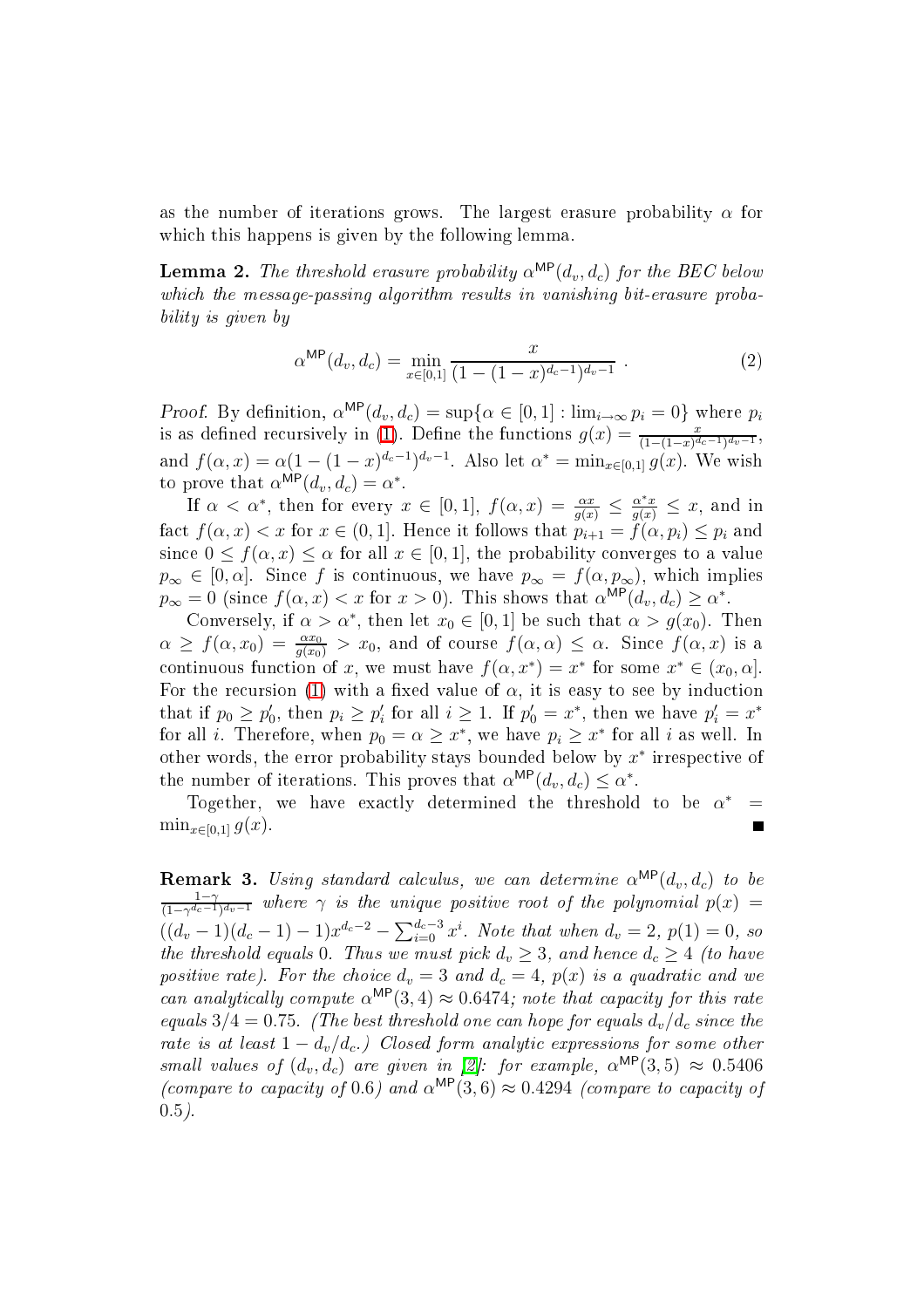as the number of iterations grows. The largest erasure probability $\alpha$ for which this happens is given by the following lemma.

**Lemma 2.** *The threshold erasure probability $\alpha^{\mathsf{MP}}(d_v, d_c)$ for the BEC below which the message-passing algorithm results in vanishing bit-erasure probability is given by*

$$\alpha^{\mathsf{MP}}(d_v, d_c) = \min_{x \in [0,1]} \frac{x}{(1-(1-x)^{d_c-1})^{d_v-1}} \ . \tag{2}$$

*Proof.* By definition, $\alpha^{\mathsf{MP}}(d_v, d_c) = \sup\{\alpha \in [0,1] : \lim_{i \to \infty} p_i = 0\}$ where $p_i$ is as defined recursively in (1). Define the functions $g(x) = \frac{x}{(1-(1-x)^{d_c-1})^{d_v-1}}$, and $f(\alpha, x) = \alpha(1-(1-x)^{d_c-1})^{d_v-1}$. Also let $\alpha^* = \min_{x \in [0,1]} g(x)$. We wish to prove that $\alpha^{\mathsf{MP}}(d_v, d_c) = \alpha^*$.

If $\alpha < \alpha^*$, then for every $x \in [0,1]$, $f(\alpha, x) = \frac{\alpha x}{g(x)} \leq \frac{\alpha^* x}{g(x)} \leq x$, and in fact $f(\alpha, x) < x$ for $x \in (0,1]$. Hence it follows that $p_{i+1} = f(\alpha, p_i) \leq p_i$ and since $0 \leq f(\alpha, x) \leq \alpha$ for all $x \in [0,1]$, the probability converges to a value $p_\infty \in [0, \alpha]$. Since $f$ is continuous, we have $p_\infty = f(\alpha, p_\infty)$, which implies $p_\infty = 0$ (since $f(\alpha, x) < x$ for $x > 0$). This shows that $\alpha^{\mathsf{MP}}(d_v, d_c) \geq \alpha^*$.

Conversely, if $\alpha > \alpha^*$, then let $x_0 \in [0,1]$ be such that $\alpha > g(x_0)$. Then $\alpha \geq f(\alpha, x_0) = \frac{\alpha x_0}{g(x_0)} > x_0$, and of course $f(\alpha, \alpha) \leq \alpha$. Since $f(\alpha, x)$ is a continuous function of $x$, we must have $f(\alpha, x^*) = x^*$ for some $x^* \in (x_0, \alpha]$. For the recursion (1) with a fixed value of $\alpha$, it is easy to see by induction that if $p_0 \geq p_0'$, then $p_i \geq p_i'$ for all $i \geq 1$. If $p_0' = x^*$, then we have $p_i' = x^*$ for all $i$. Therefore, when $p_0 = \alpha \geq x^*$, we have $p_i \geq x^*$ for all $i$ as well. In other words, the error probability stays bounded below by $x^*$ irrespective of the number of iterations. This proves that $\alpha^{\mathsf{MP}}(d_v, d_c) \leq \alpha^*$.

Together, we have exactly determined the threshold to be $\alpha^* = \min_{x \in [0,1]} g(x)$. ∎

**Remark 3.** *Using standard calculus, we can determine $\alpha^{\mathsf{MP}}(d_v, d_c)$ to be $\frac{1-\gamma}{(1-\gamma^{d_c-1})^{d_v-1}}$ where $\gamma$ is the unique positive root of the polynomial $p(x) = ((d_v-1)(d_c-1)-1)x^{d_c-2} - \sum_{i=0}^{d_c-3} x^i$. Note that when $d_v = 2$, $p(1) = 0$, so the threshold equals 0. Thus we must pick $d_v \geq 3$, and hence $d_c \geq 4$ (to have positive rate). For the choice $d_v = 3$ and $d_c = 4$, $p(x)$ is a quadratic and we can analytically compute $\alpha^{\mathsf{MP}}(3,4) \approx 0.6474$; note that capacity for this rate equals $3/4 = 0.75$. (The best threshold one can hope for equals $d_v/d_c$ since the rate is at least $1 - d_v/d_c$.) Closed form analytic expressions for some other small values of $(d_v, d_c)$ are given in [2]: for example, $\alpha^{\mathsf{MP}}(3,5) \approx 0.5406$ (compare to capacity of 0.6) and $\alpha^{\mathsf{MP}}(3,6) \approx 0.4294$ (compare to capacity of 0.5).*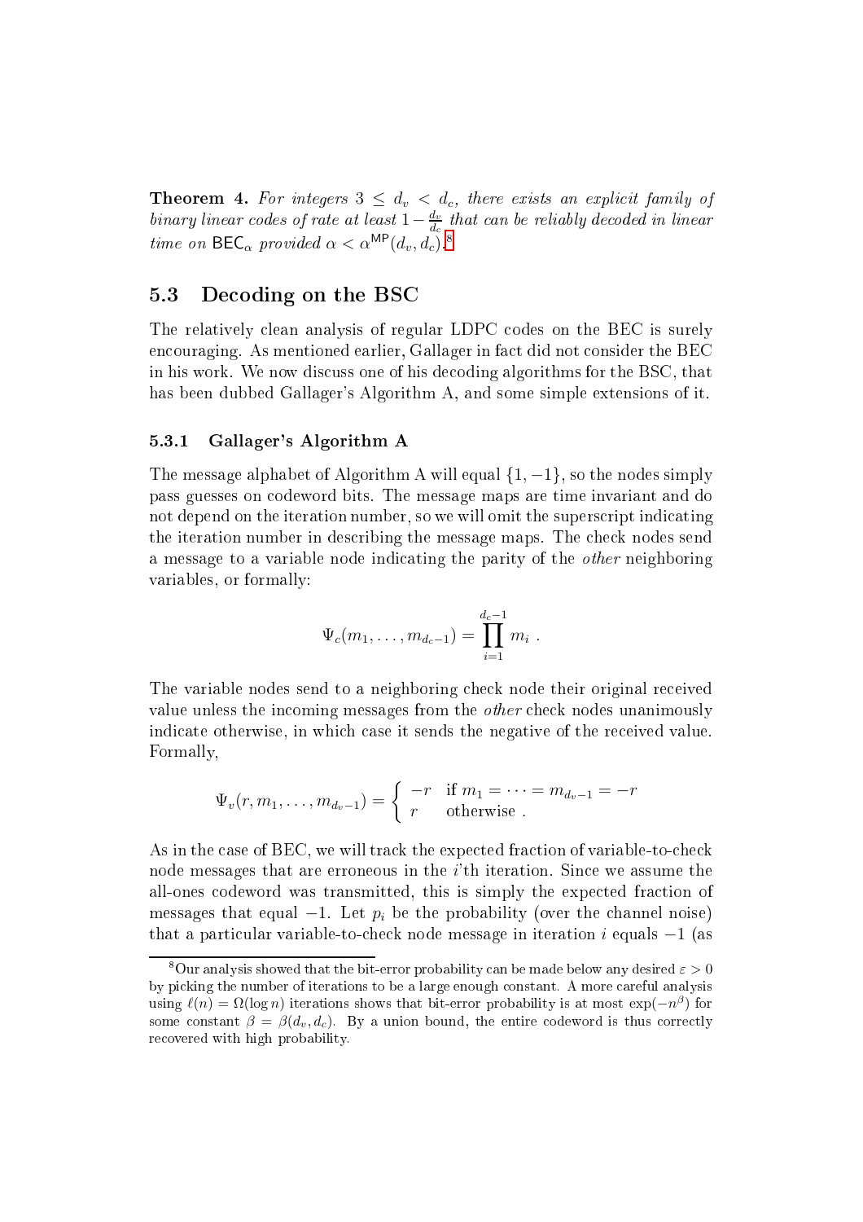**Theorem 4.** *For integers $3 \le d_v < d_c$, there exists an explicit family of binary linear codes of rate at least $1 - \frac{d_v}{d_c}$ that can be reliably decoded in linear time on $\mathsf{BEC}_\alpha$ provided $\alpha < \alpha^{\mathsf{MP}}(d_v, d_c)$.*[8]

## 5.3 Decoding on the BSC

The relatively clean analysis of regular LDPC codes on the BEC is surely encouraging. As mentioned earlier, Gallager in fact did not consider the BEC in his work. We now discuss one of his decoding algorithms for the BSC, that has been dubbed Gallager's Algorithm A, and some simple extensions of it.

### 5.3.1 Gallager's Algorithm A

The message alphabet of Algorithm A will equal $\{1, -1\}$, so the nodes simply pass guesses on codeword bits. The message maps are time invariant and do not depend on the iteration number, so we will omit the superscript indicating the iteration number in describing the message maps. The check nodes send a message to a variable node indicating the parity of the *other* neighboring variables, or formally:

$$\Psi_c(m_1, \ldots, m_{d_c - 1}) = \prod_{i=1}^{d_c - 1} m_i \ .$$

The variable nodes send to a neighboring check node their original received value unless the incoming messages from the *other* check nodes unanimously indicate otherwise, in which case it sends the negative of the received value. Formally,

$$\Psi_v(r, m_1, \ldots, m_{d_v - 1}) = \begin{cases} -r & \text{if } m_1 = \cdots = m_{d_v - 1} = -r \\ r & \text{otherwise .} \end{cases}$$

As in the case of BEC, we will track the expected fraction of variable-to-check node messages that are erroneous in the $i$'th iteration. Since we assume the all-ones codeword was transmitted, this is simply the expected fraction of messages that equal $-1$. Let $p_i$ be the probability (over the channel noise) that a particular variable-to-check node message in iteration $i$ equals $-1$ (as

[8] Our analysis showed that the bit-error probability can be made below any desired $\varepsilon > 0$ by picking the number of iterations to be a large enough constant. A more careful analysis using $\ell(n) = \Omega(\log n)$ iterations shows that bit-error probability is at most $\exp(-n^\beta)$ for some constant $\beta = \beta(d_v, d_c)$. By a union bound, the entire codeword is thus correctly recovered with high probability.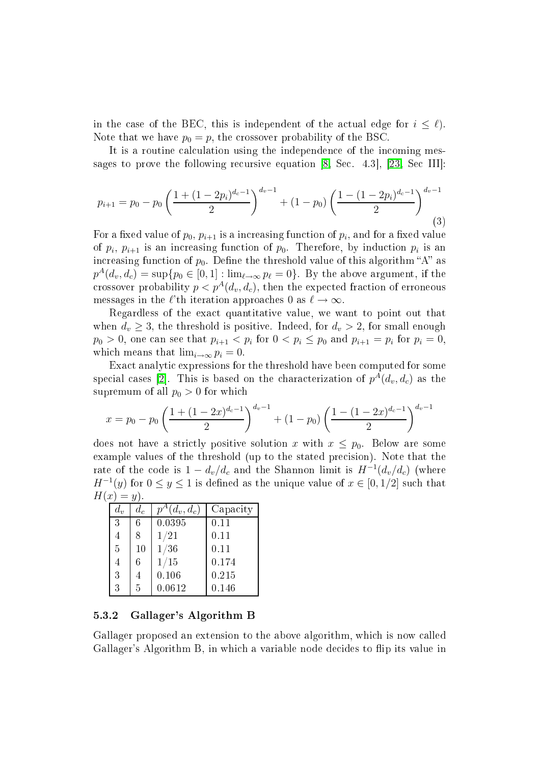in the case of the BEC, this is independent of the actual edge for $i \leq \ell$). Note that we have $p_0 = p$, the crossover probability of the BSC.

It is a routine calculation using the independence of the incoming messages to prove the following recursive equation [8, Sec. 4.3], [23, Sec III]:

$$p_{i+1} = p_0 - p_0 \left( \frac{1 + (1 - 2p_i)^{d_c - 1}}{2} \right)^{d_v - 1} + (1 - p_0) \left( \frac{1 - (1 - 2p_i)^{d_c - 1}}{2} \right)^{d_v - 1} \tag{3}$$

For a fixed value of $p_0$, $p_{i+1}$ is a increasing function of $p_i$, and for a fixed value of $p_i$, $p_{i+1}$ is an increasing function of $p_0$. Therefore, by induction $p_i$ is an increasing function of $p_0$. Define the threshold value of this algorithm "A" as $p^A(d_v, d_c) = \sup\{p_0 \in [0, 1] : \lim_{\ell \to \infty} p_\ell = 0\}$. By the above argument, if the crossover probability $p < p^A(d_v, d_c)$, then the expected fraction of erroneous messages in the $\ell$'th iteration approaches 0 as $\ell \to \infty$.

Regardless of the exact quantitative value, we want to point out that when $d_v \geq 3$, the threshold is positive. Indeed, for $d_v > 2$, for small enough $p_0 > 0$, one can see that $p_{i+1} < p_i$ for $0 < p_i \leq p_0$ and $p_{i+1} = p_i$ for $p_i = 0$, which means that $\lim_{i \to \infty} p_i = 0$.

Exact analytic expressions for the threshold have been computed for some special cases [2]. This is based on the characterization of $p^A(d_v, d_c)$ as the supremum of all $p_0 > 0$ for which

$$x = p_0 - p_0 \left( \frac{1 + (1 - 2x)^{d_c - 1}}{2} \right)^{d_v - 1} + (1 - p_0) \left( \frac{1 - (1 - 2x)^{d_c - 1}}{2} \right)^{d_v - 1}$$

does not have a strictly positive solution $x$ with $x \leq p_0$. Below are some example values of the threshold (up to the stated precision). Note that the rate of the code is $1 - d_v/d_c$ and the Shannon limit is $H^{-1}(d_v/d_c)$ (where $H^{-1}(y)$ for $0 \leq y \leq 1$ is defined as the unique value of $x \in [0, 1/2]$ such that $H(x) = y$).

| $d_v$ | $d_c$ | $p^A(d_v, d_c)$ | Capacity |
|---|---|---|---|
| 3 | 6 | 0.0395 | 0.11 |
| 4 | 8 | $1/21$ | 0.11 |
| 5 | 10 | $1/36$ | 0.11 |
| 4 | 6 | $1/15$ | 0.174 |
| 3 | 4 | 0.106 | 0.215 |
| 3 | 5 | 0.0612 | 0.146 |

### 5.3.2 Gallager's Algorithm B

Gallager proposed an extension to the above algorithm, which is now called Gallager's Algorithm B, in which a variable node decides to flip its value in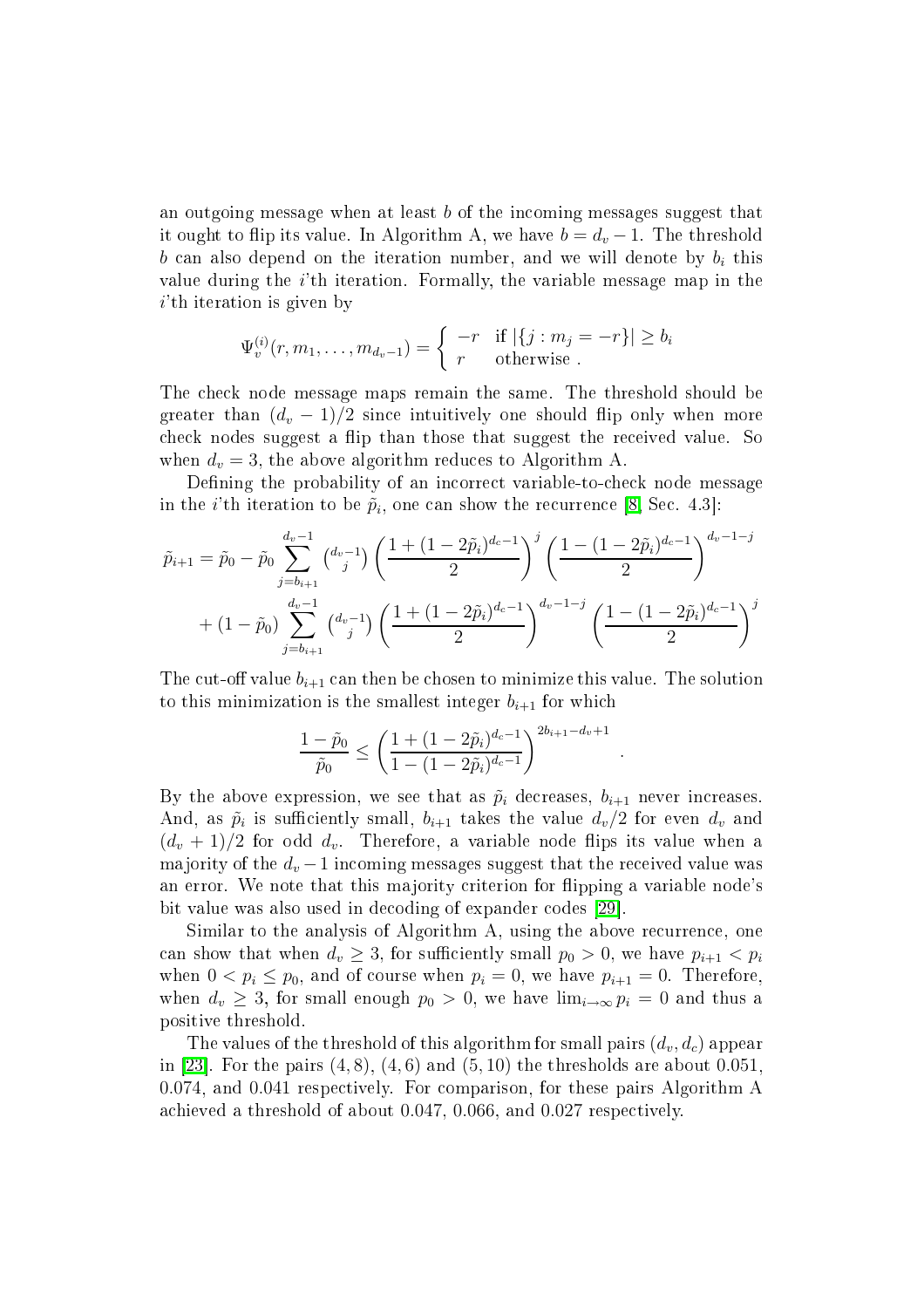an outgoing message when at least $b$ of the incoming messages suggest that it ought to flip its value. In Algorithm A, we have $b = d_v - 1$. The threshold $b$ can also depend on the iteration number, and we will denote by $b_i$ this value during the $i$'th iteration. Formally, the variable message map in the $i$'th iteration is given by

$$\Psi_v^{(i)}(r, m_1, \ldots, m_{d_v-1}) = \begin{cases} -r & \text{if } |\{j : m_j = -r\}| \geq b_i \\ r & \text{otherwise .} \end{cases}$$

The check node message maps remain the same. The threshold should be greater than $(d_v - 1)/2$ since intuitively one should flip only when more check nodes suggest a flip than those that suggest the received value. So when $d_v = 3$, the above algorithm reduces to Algorithm A.

Defining the probability of an incorrect variable-to-check node message in the $i$'th iteration to be $\tilde{p}_i$, one can show the recurrence [8, Sec. 4.3]:

$$\tilde{p}_{i+1} = \tilde{p}_0 - \tilde{p}_0 \sum_{j=b_{i+1}}^{d_v-1} \binom{d_v-1}{j} \left(\frac{1+(1-2\tilde{p}_i)^{d_c-1}}{2}\right)^j \left(\frac{1-(1-2\tilde{p}_i)^{d_c-1}}{2}\right)^{d_v-1-j}$$
$$+ (1-\tilde{p}_0) \sum_{j=b_{i+1}}^{d_v-1} \binom{d_v-1}{j} \left(\frac{1+(1-2\tilde{p}_i)^{d_c-1}}{2}\right)^{d_v-1-j} \left(\frac{1-(1-2\tilde{p}_i)^{d_c-1}}{2}\right)^j$$

The cut-off value $b_{i+1}$ can then be chosen to minimize this value. The solution to this minimization is the smallest integer $b_{i+1}$ for which

$$\frac{1-\tilde{p}_0}{\tilde{p}_0} \leq \left(\frac{1+(1-2\tilde{p}_i)^{d_c-1}}{1-(1-2\tilde{p}_i)^{d_c-1}}\right)^{2b_{i+1}-d_v+1} .$$

By the above expression, we see that as $\tilde{p}_i$ decreases, $b_{i+1}$ never increases. And, as $\tilde{p}_i$ is sufficiently small, $b_{i+1}$ takes the value $d_v/2$ for even $d_v$ and $(d_v + 1)/2$ for odd $d_v$. Therefore, a variable node flips its value when a majority of the $d_v - 1$ incoming messages suggest that the received value was an error. We note that this majority criterion for flipping a variable node's bit value was also used in decoding of expander codes [29].

Similar to the analysis of Algorithm A, using the above recurrence, one can show that when $d_v \geq 3$, for sufficiently small $p_0 > 0$, we have $p_{i+1} < p_i$ when $0 < p_i \leq p_0$, and of course when $p_i = 0$, we have $p_{i+1} = 0$. Therefore, when $d_v \geq 3$, for small enough $p_0 > 0$, we have $\lim_{i\to\infty} p_i = 0$ and thus a positive threshold.

The values of the threshold of this algorithm for small pairs $(d_v, d_c)$ appear in [23]. For the pairs $(4, 8)$, $(4, 6)$ and $(5, 10)$ the thresholds are about 0.051, 0.074, and 0.041 respectively. For comparison, for these pairs Algorithm A achieved a threshold of about 0.047, 0.066, and 0.027 respectively.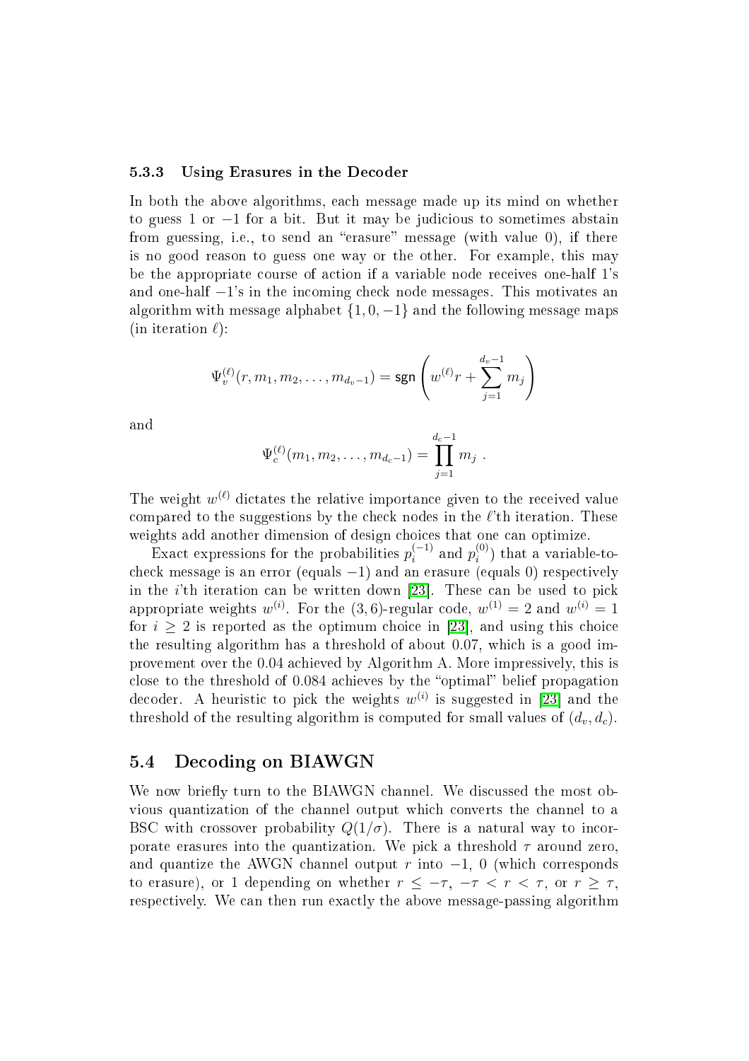### 5.3.3 Using Erasures in the Decoder

In both the above algorithms, each message made up its mind on whether to guess 1 or $-1$ for a bit. But it may be judicious to sometimes abstain from guessing, i.e., to send an "erasure" message (with value 0), if there is no good reason to guess one way or the other. For example, this may be the appropriate course of action if a variable node receives one-half 1's and one-half $-1$'s in the incoming check node messages. This motivates an algorithm with message alphabet $\{1, 0, -1\}$ and the following message maps (in iteration $\ell$):

$$\Psi_v^{(\ell)}(r, m_1, m_2, \ldots, m_{d_v-1}) = \mathsf{sgn}\left( w^{(\ell)} r + \sum_{j=1}^{d_v-1} m_j \right)$$

and

$$\Psi_c^{(\ell)}(m_1, m_2, \ldots, m_{d_c-1}) = \prod_{j=1}^{d_c-1} m_j \ .$$

The weight $w^{(\ell)}$ dictates the relative importance given to the received value compared to the suggestions by the check nodes in the $\ell$'th iteration. These weights add another dimension of design choices that one can optimize.

Exact expressions for the probabilities $p_i^{(-1)}$ and $p_i^{(0)}$) that a variable-to-check message is an error (equals $-1$) and an erasure (equals 0) respectively in the $i$'th iteration can be written down [23]. These can be used to pick appropriate weights $w^{(i)}$. For the $(3, 6)$-regular code, $w^{(1)} = 2$ and $w^{(i)} = 1$ for $i \geq 2$ is reported as the optimum choice in [23], and using this choice the resulting algorithm has a threshold of about 0.07, which is a good improvement over the 0.04 achieved by Algorithm A. More impressively, this is close to the threshold of 0.084 achieves by the "optimal" belief propagation decoder. A heuristic to pick the weights $w^{(i)}$ is suggested in [23] and the threshold of the resulting algorithm is computed for small values of $(d_v, d_c)$.

## 5.4 Decoding on BIAWGN

We now briefly turn to the BIAWGN channel. We discussed the most obvious quantization of the channel output which converts the channel to a BSC with crossover probability $Q(1/\sigma)$. There is a natural way to incorporate erasures into the quantization. We pick a threshold $\tau$ around zero, and quantize the AWGN channel output $r$ into $-1$, 0 (which corresponds to erasure), or 1 depending on whether $r \leq -\tau$, $-\tau < r < \tau$, or $r \geq \tau$, respectively. We can then run exactly the above message-passing algorithm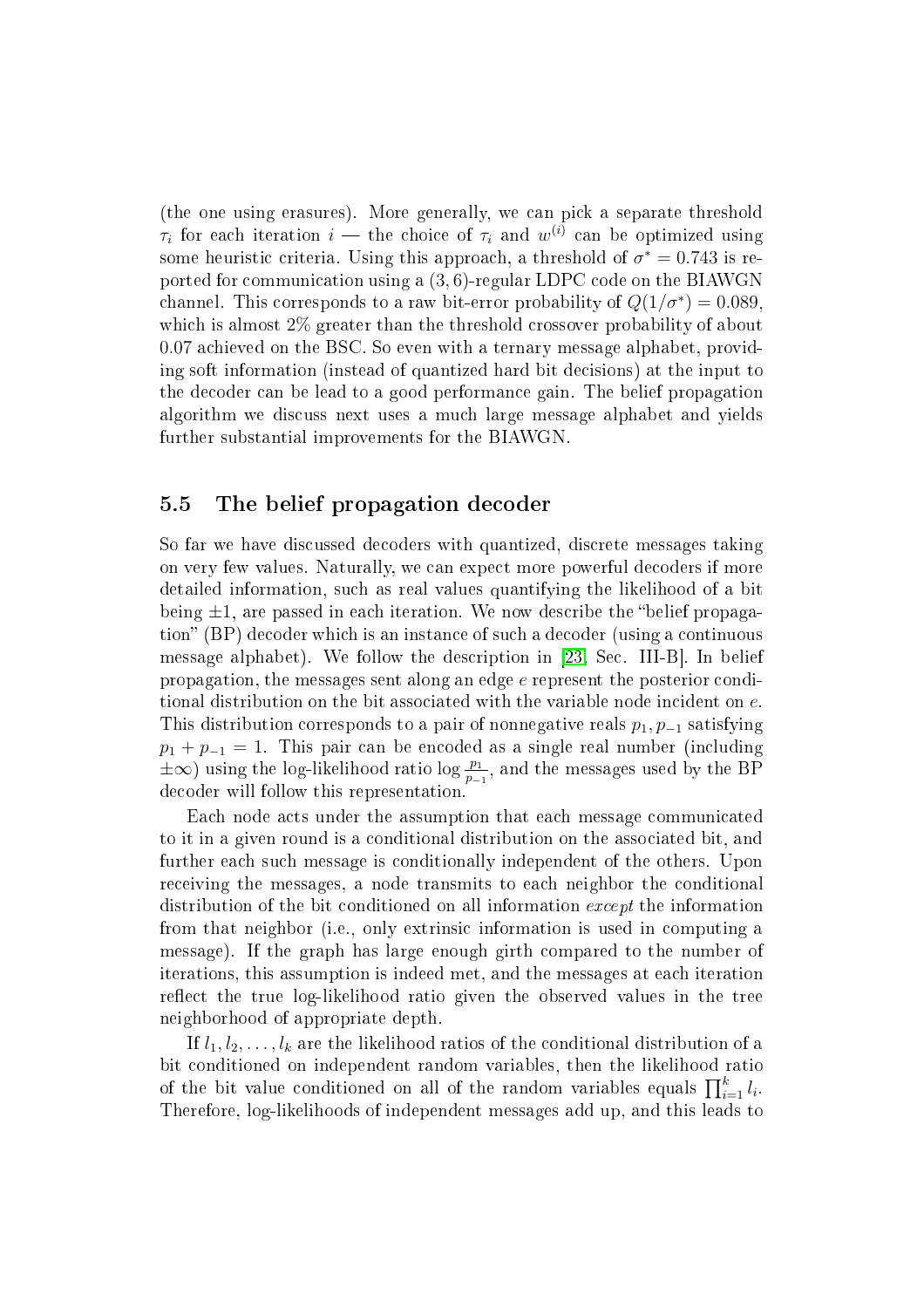(the one using erasures). More generally, we can pick a separate threshold $\tau_i$ for each iteration $i$ — the choice of $\tau_i$ and $w^{(i)}$ can be optimized using some heuristic criteria. Using this approach, a threshold of $\sigma^* = 0.743$ is reported for communication using a $(3,6)$-regular LDPC code on the BIAWGN channel. This corresponds to a raw bit-error probability of $Q(1/\sigma^*) = 0.089$, which is almost 2% greater than the threshold crossover probability of about 0.07 achieved on the BSC. So even with a ternary message alphabet, providing soft information (instead of quantized hard bit decisions) at the input to the decoder can be lead to a good performance gain. The belief propagation algorithm we discuss next uses a much large message alphabet and yields further substantial improvements for the BIAWGN.

## 5.5 The belief propagation decoder

So far we have discussed decoders with quantized, discrete messages taking on very few values. Naturally, we can expect more powerful decoders if more detailed information, such as real values quantifying the likelihood of a bit being $\pm 1$, are passed in each iteration. We now describe the "belief propagation" (BP) decoder which is an instance of such a decoder (using a continuous message alphabet). We follow the description in [23, Sec. III-B]. In belief propagation, the messages sent along an edge $e$ represent the posterior conditional distribution on the bit associated with the variable node incident on $e$. This distribution corresponds to a pair of nonnegative reals $p_1, p_{-1}$ satisfying $p_1 + p_{-1} = 1$. This pair can be encoded as a single real number (including $\pm\infty$) using the log-likelihood ratio $\log \frac{p_1}{p_{-1}}$, and the messages used by the BP decoder will follow this representation.

Each node acts under the assumption that each message communicated to it in a given round is a conditional distribution on the associated bit, and further each such message is conditionally independent of the others. Upon receiving the messages, a node transmits to each neighbor the conditional distribution of the bit conditioned on all information *except* the information from that neighbor (i.e., only extrinsic information is used in computing a message). If the graph has large enough girth compared to the number of iterations, this assumption is indeed met, and the messages at each iteration reflect the true log-likelihood ratio given the observed values in the tree neighborhood of appropriate depth.

If $l_1, l_2, \ldots, l_k$ are the likelihood ratios of the conditional distribution of a bit conditioned on independent random variables, then the likelihood ratio of the bit value conditioned on all of the random variables equals $\prod_{i=1}^{k} l_i$. Therefore, log-likelihoods of independent messages add up, and this leads to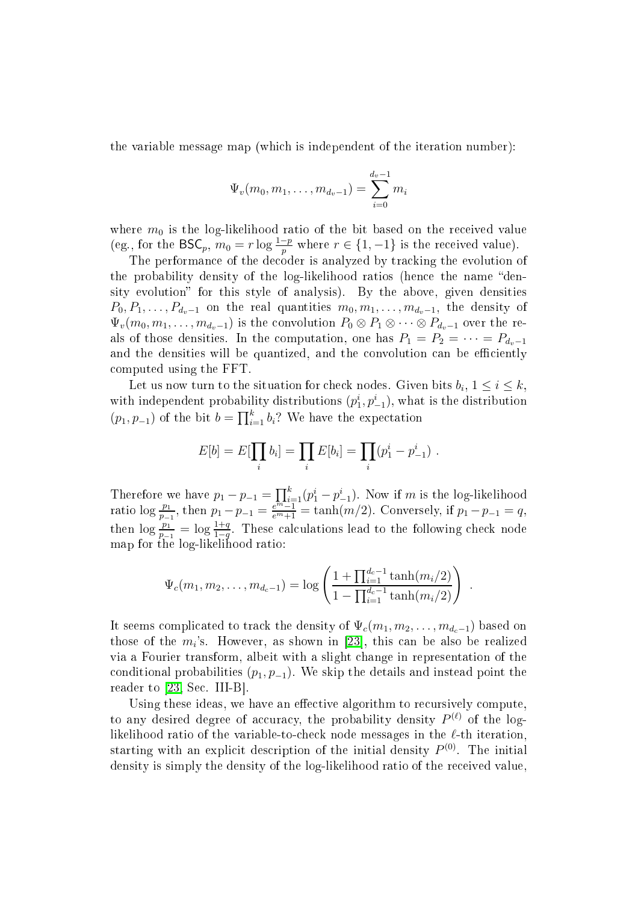the variable message map (which is independent of the iteration number):

$$\Psi_v(m_0, m_1, \ldots, m_{d_v-1}) = \sum_{i=0}^{d_v-1} m_i$$

where $m_0$ is the log-likelihood ratio of the bit based on the received value (eg., for the $\mathsf{BSC}_p$, $m_0 = r \log \frac{1-p}{p}$ where $r \in \{1, -1\}$ is the received value).

The performance of the decoder is analyzed by tracking the evolution of the probability density of the log-likelihood ratios (hence the name "density evolution" for this style of analysis). By the above, given densities $P_0, P_1, \ldots, P_{d_v-1}$ on the real quantities $m_0, m_1, \ldots, m_{d_v-1}$, the density of $\Psi_v(m_0, m_1, \ldots, m_{d_v-1})$ is the convolution $P_0 \otimes P_1 \otimes \cdots \otimes P_{d_v-1}$ over the reals of those densities. In the computation, one has $P_1 = P_2 = \cdots = P_{d_v-1}$ and the densities will be quantized, and the convolution can be efficiently computed using the FFT.

Let us now turn to the situation for check nodes. Given bits $b_i$, $1 \le i \le k$, with independent probability distributions $(p_1^i, p_{-1}^i)$, what is the distribution $(p_1, p_{-1})$ of the bit $b = \prod_{i=1}^k b_i$? We have the expectation

$$E[b] = E[\prod_i b_i] = \prod_i E[b_i] = \prod_i (p_1^i - p_{-1}^i) \ .$$

Therefore we have $p_1 - p_{-1} = \prod_{i=1}^k (p_1^i - p_{-1}^i)$. Now if $m$ is the log-likelihood ratio $\log \frac{p_1}{p_{-1}}$, then $p_1 - p_{-1} = \frac{e^m - 1}{e^m + 1} = \tanh(m/2)$. Conversely, if $p_1 - p_{-1} = q$, then $\log \frac{p_1}{p_{-1}} = \log \frac{1+q}{1-q}$. These calculations lead to the following check node map for the log-likelihood ratio:

$$\Psi_c(m_1, m_2, \ldots, m_{d_c-1}) = \log \left( \frac{1 + \prod_{i=1}^{d_c-1} \tanh(m_i/2)}{1 - \prod_{i=1}^{d_c-1} \tanh(m_i/2)} \right) \ .$$

It seems complicated to track the density of $\Psi_c(m_1, m_2, \ldots, m_{d_c-1})$ based on those of the $m_i$'s. However, as shown in [23], this can be also be realized via a Fourier transform, albeit with a slight change in representation of the conditional probabilities $(p_1, p_{-1})$. We skip the details and instead point the reader to [23, Sec. III-B].

Using these ideas, we have an effective algorithm to recursively compute, to any desired degree of accuracy, the probability density $P^{(\ell)}$ of the log-likelihood ratio of the variable-to-check node messages in the $\ell$-th iteration, starting with an explicit description of the initial density $P^{(0)}$. The initial density is simply the density of the log-likelihood ratio of the received value,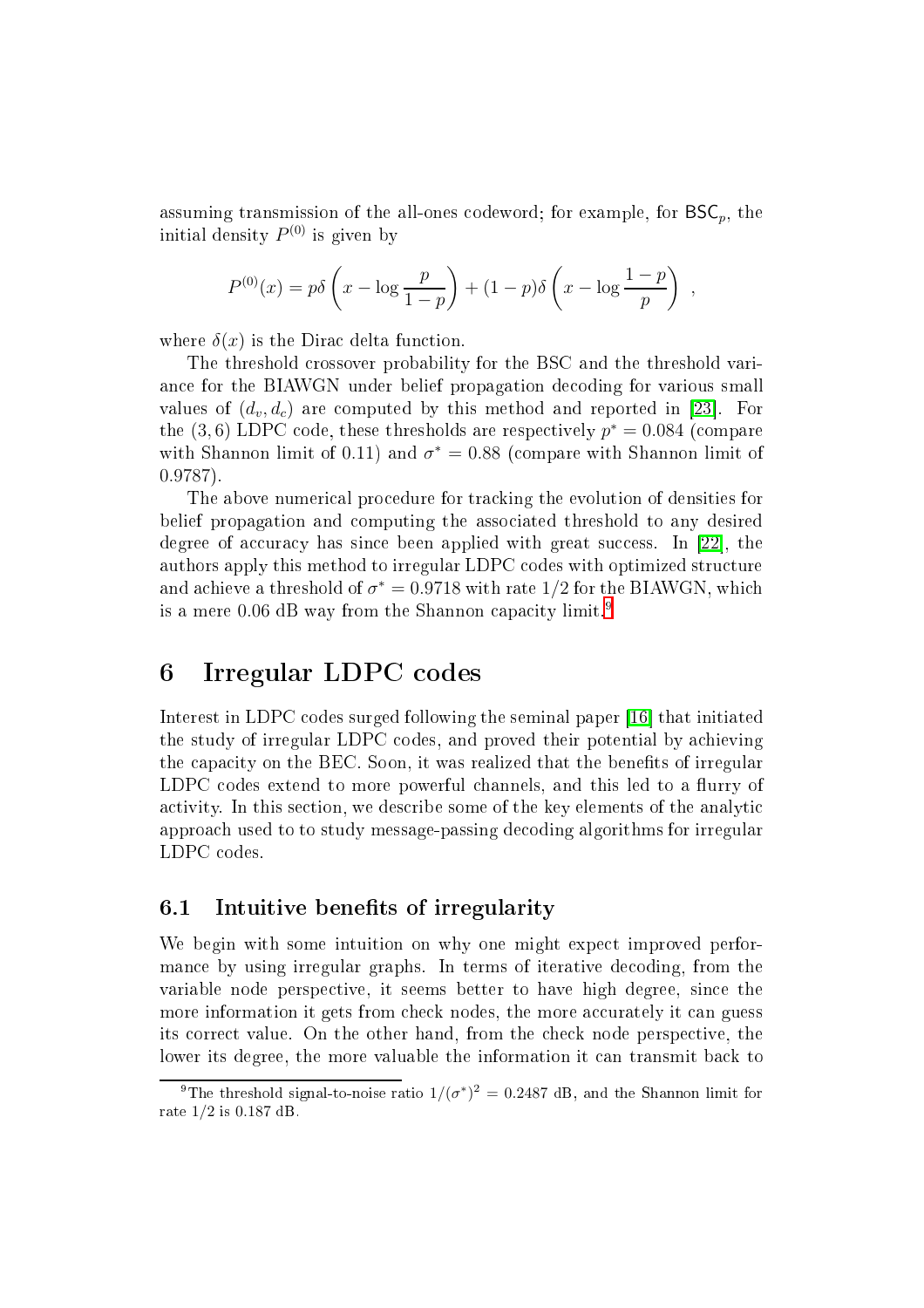assuming transmission of the all-ones codeword; for example, for $\mathsf{BSC}_p$, the initial density $P^{(0)}$ is given by

$$P^{(0)}(x) = p\delta\left(x - \log\frac{p}{1-p}\right) + (1-p)\delta\left(x - \log\frac{1-p}{p}\right) ,$$

where $\delta(x)$ is the Dirac delta function.

The threshold crossover probability for the BSC and the threshold variance for the BIAWGN under belief propagation decoding for various small values of $(d_v, d_c)$ are computed by this method and reported in [23]. For the $(3,6)$ LDPC code, these thresholds are respectively $p^* = 0.084$ (compare with Shannon limit of 0.11) and $\sigma^* = 0.88$ (compare with Shannon limit of 0.9787).

The above numerical procedure for tracking the evolution of densities for belief propagation and computing the associated threshold to any desired degree of accuracy has since been applied with great success. In [22], the authors apply this method to irregular LDPC codes with optimized structure and achieve a threshold of $\sigma^* = 0.9718$ with rate $1/2$ for the BIAWGN, which is a mere 0.06 dB way from the Shannon capacity limit.[9]

# 6 Irregular LDPC codes

Interest in LDPC codes surged following the seminal paper [16] that initiated the study of irregular LDPC codes, and proved their potential by achieving the capacity on the BEC. Soon, it was realized that the benefits of irregular LDPC codes extend to more powerful channels, and this led to a flurry of activity. In this section, we describe some of the key elements of the analytic approach used to to study message-passing decoding algorithms for irregular LDPC codes.

## 6.1 Intuitive benefits of irregularity

We begin with some intuition on why one might expect improved performance by using irregular graphs. In terms of iterative decoding, from the variable node perspective, it seems better to have high degree, since the more information it gets from check nodes, the more accurately it can guess its correct value. On the other hand, from the check node perspective, the lower its degree, the more valuable the information it can transmit back to

[9] The threshold signal-to-noise ratio $1/(\sigma^*)^2 = 0.2487$ dB, and the Shannon limit for rate $1/2$ is 0.187 dB.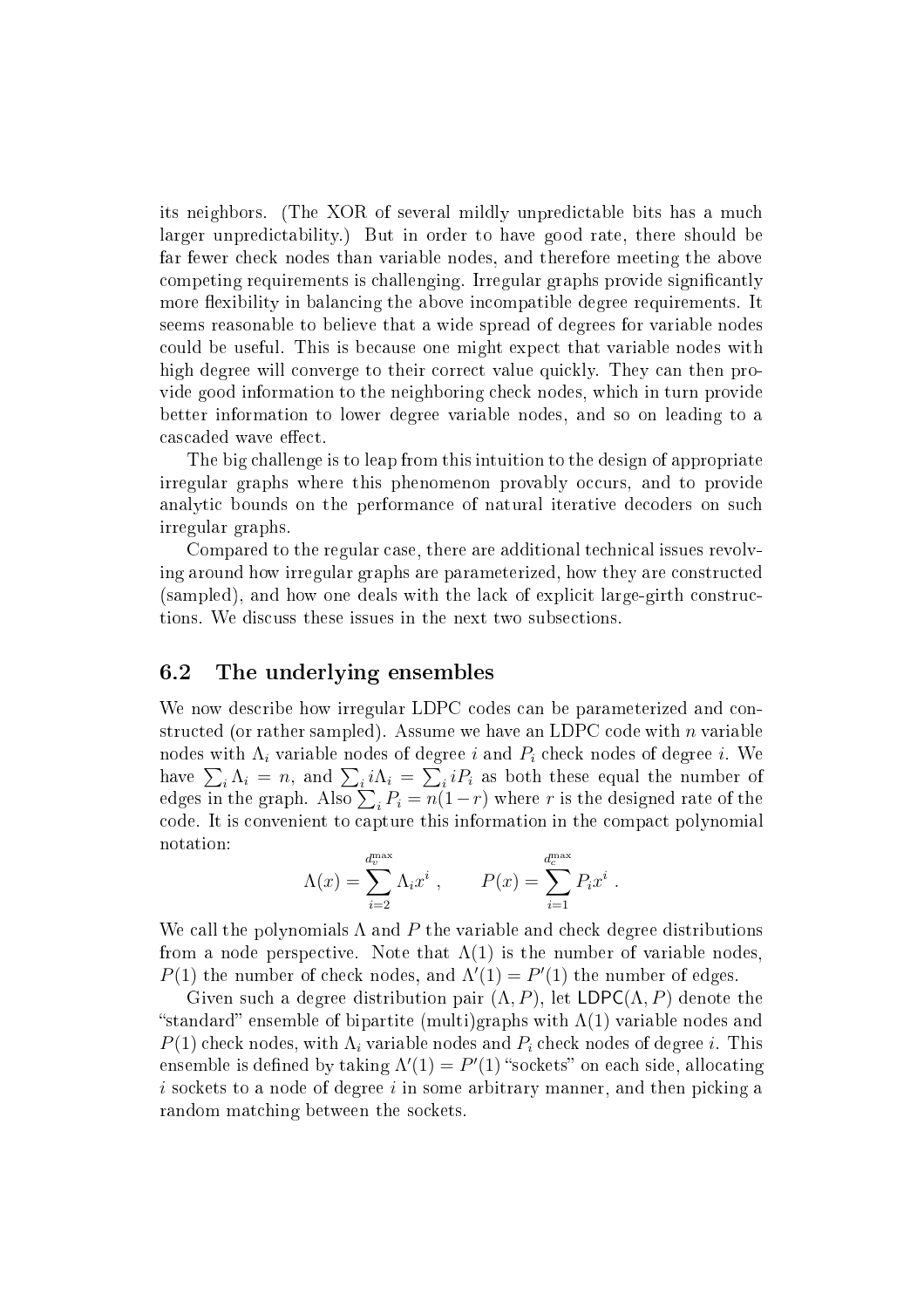its neighbors. (The XOR of several mildly unpredictable bits has a much larger unpredictability.) But in order to have good rate, there should be far fewer check nodes than variable nodes, and therefore meeting the above competing requirements is challenging. Irregular graphs provide significantly more flexibility in balancing the above incompatible degree requirements. It seems reasonable to believe that a wide spread of degrees for variable nodes could be useful. This is because one might expect that variable nodes with high degree will converge to their correct value quickly. They can then provide good information to the neighboring check nodes, which in turn provide better information to lower degree variable nodes, and so on leading to a cascaded wave effect.

The big challenge is to leap from this intuition to the design of appropriate irregular graphs where this phenomenon provably occurs, and to provide analytic bounds on the performance of natural iterative decoders on such irregular graphs.

Compared to the regular case, there are additional technical issues revolving around how irregular graphs are parameterized, how they are constructed (sampled), and how one deals with the lack of explicit large-girth constructions. We discuss these issues in the next two subsections.

## 6.2 The underlying ensembles

We now describe how irregular LDPC codes can be parameterized and constructed (or rather sampled). Assume we have an LDPC code with $n$ variable nodes with $\Lambda_i$ variable nodes of degree $i$ and $P_i$ check nodes of degree $i$. We have $\sum_i \Lambda_i = n$, and $\sum_i i\Lambda_i = \sum_i iP_i$ as both these equal the number of edges in the graph. Also $\sum_i P_i = n(1-r)$ where $r$ is the designed rate of the code. It is convenient to capture this information in the compact polynomial notation:

$$\Lambda(x) = \sum_{i=2}^{d_v^{\max}} \Lambda_i x^i \ , \qquad P(x) = \sum_{i=1}^{d_c^{\max}} P_i x^i \ .$$

We call the polynomials $\Lambda$ and $P$ the variable and check degree distributions from a node perspective. Note that $\Lambda(1)$ is the number of variable nodes, $P(1)$ the number of check nodes, and $\Lambda'(1) = P'(1)$ the number of edges.

Given such a degree distribution pair $(\Lambda, P)$, let $\mathsf{LDPC}(\Lambda, P)$ denote the "standard" ensemble of bipartite (multi)graphs with $\Lambda(1)$ variable nodes and $P(1)$ check nodes, with $\Lambda_i$ variable nodes and $P_i$ check nodes of degree $i$. This ensemble is defined by taking $\Lambda'(1) = P'(1)$ "sockets" on each side, allocating $i$ sockets to a node of degree $i$ in some arbitrary manner, and then picking a random matching between the sockets.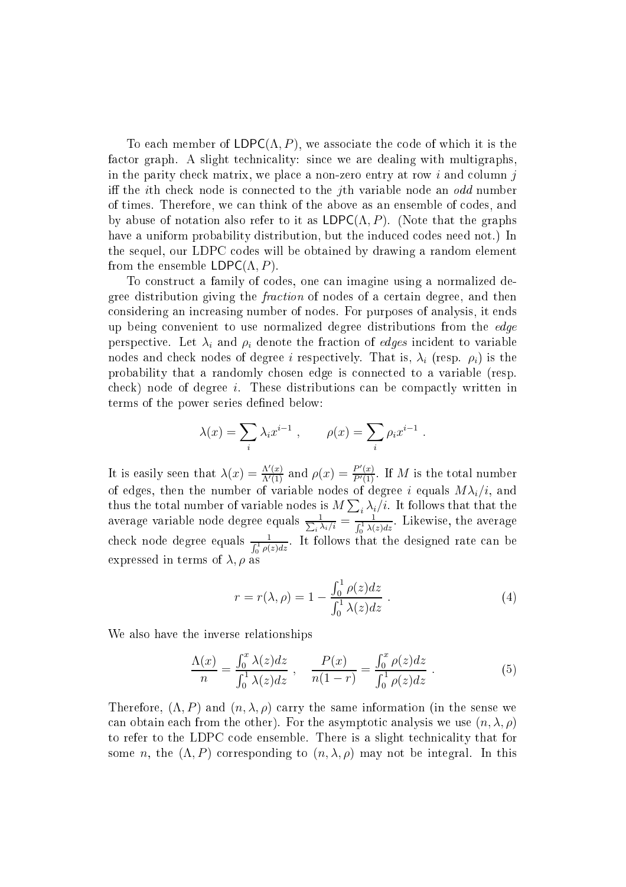To each member of $\mathsf{LDPC}(\Lambda, P)$, we associate the code of which it is the factor graph. A slight technicality: since we are dealing with multigraphs, in the parity check matrix, we place a non-zero entry at row $i$ and column $j$ iff the $i$th check node is connected to the $j$th variable node an *odd* number of times. Therefore, we can think of the above as an ensemble of codes, and by abuse of notation also refer to it as $\mathsf{LDPC}(\Lambda, P)$. (Note that the graphs have a uniform probability distribution, but the induced codes need not.) In the sequel, our LDPC codes will be obtained by drawing a random element from the ensemble $\mathsf{LDPC}(\Lambda, P)$.

To construct a family of codes, one can imagine using a normalized degree distribution giving the *fraction* of nodes of a certain degree, and then considering an increasing number of nodes. For purposes of analysis, it ends up being convenient to use normalized degree distributions from the *edge* perspective. Let $\lambda_i$ and $\rho_i$ denote the fraction of *edges* incident to variable nodes and check nodes of degree $i$ respectively. That is, $\lambda_i$ (resp. $\rho_i$) is the probability that a randomly chosen edge is connected to a variable (resp. check) node of degree $i$. These distributions can be compactly written in terms of the power series defined below:

$$\lambda(x) = \sum_i \lambda_i x^{i-1} \ , \qquad \rho(x) = \sum_i \rho_i x^{i-1} \ .$$

It is easily seen that $\lambda(x) = \frac{\Lambda'(x)}{\Lambda'(1)}$ and $\rho(x) = \frac{P'(x)}{P'(1)}$. If $M$ is the total number of edges, then the number of variable nodes of degree $i$ equals $M\lambda_i/i$, and thus the total number of variable nodes is $M \sum_i \lambda_i/i$. It follows that that the average variable node degree equals $\frac{1}{\sum_i \lambda_i/i} = \frac{1}{\int_0^1 \lambda(z)dz}$. Likewise, the average check node degree equals $\frac{1}{\int_0^1 \rho(z)dz}$. It follows that the designed rate can be expressed in terms of $\lambda, \rho$ as

$$r = r(\lambda, \rho) = 1 - \frac{\int_0^1 \rho(z)dz}{\int_0^1 \lambda(z)dz} \ . \tag{4}$$

We also have the inverse relationships

$$\frac{\Lambda(x)}{n} = \frac{\int_0^x \lambda(z)dz}{\int_0^1 \lambda(z)dz} \ , \quad \frac{P(x)}{n(1-r)} = \frac{\int_0^x \rho(z)dz}{\int_0^1 \rho(z)dz} \ . \tag{5}$$

Therefore, $(\Lambda, P)$ and $(n, \lambda, \rho)$ carry the same information (in the sense we can obtain each from the other). For the asymptotic analysis we use $(n, \lambda, \rho)$ to refer to the LDPC code ensemble. There is a slight technicality that for some $n$, the $(\Lambda, P)$ corresponding to $(n, \lambda, \rho)$ may not be integral. In this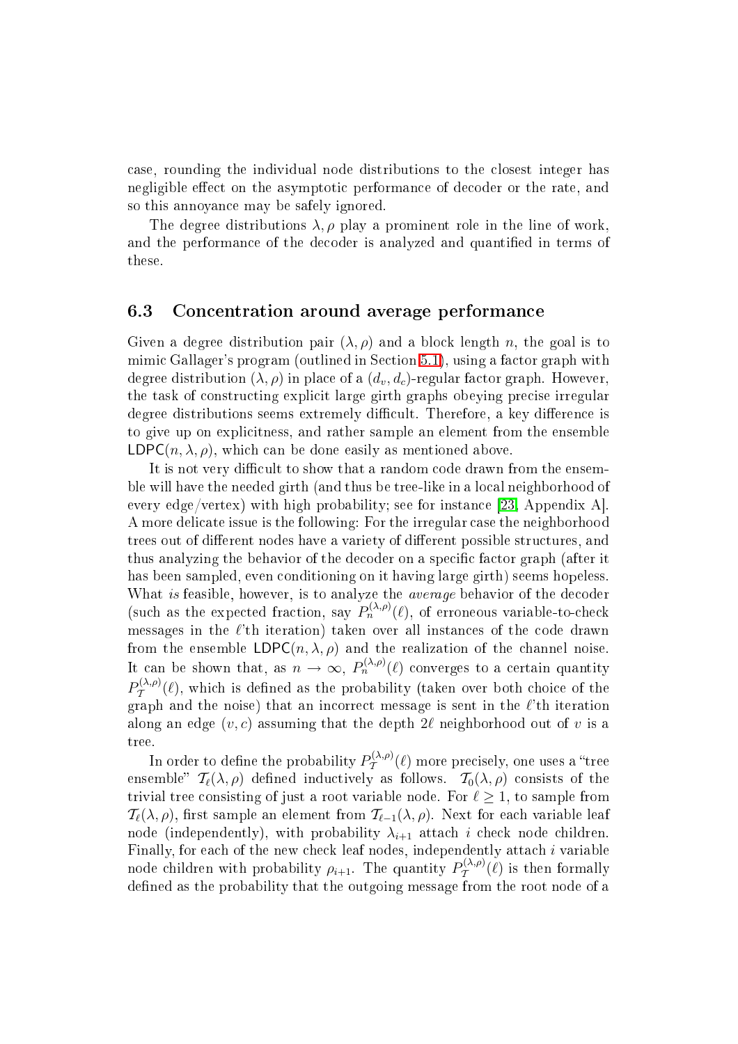case, rounding the individual node distributions to the closest integer has negligible effect on the asymptotic performance of decoder or the rate, and so this annoyance may be safely ignored.

The degree distributions $\lambda, \rho$ play a prominent role in the line of work, and the performance of the decoder is analyzed and quantified in terms of these.

### 6.3 Concentration around average performance

Given a degree distribution pair $(\lambda, \rho)$ and a block length $n$, the goal is to mimic Gallager's program (outlined in Section 5.1), using a factor graph with degree distribution $(\lambda, \rho)$ in place of a $(d_v, d_c)$-regular factor graph. However, the task of constructing explicit large girth graphs obeying precise irregular degree distributions seems extremely difficult. Therefore, a key difference is to give up on explicitness, and rather sample an element from the ensemble $\mathsf{LDPC}(n, \lambda, \rho)$, which can be done easily as mentioned above.

It is not very difficult to show that a random code drawn from the ensemble will have the needed girth (and thus be tree-like in a local neighborhood of every edge/vertex) with high probability; see for instance [23, Appendix A]. A more delicate issue is the following: For the irregular case the neighborhood trees out of different nodes have a variety of different possible structures, and thus analyzing the behavior of the decoder on a specific factor graph (after it has been sampled, even conditioning on it having large girth) seems hopeless. What *is* feasible, however, is to analyze the *average* behavior of the decoder (such as the expected fraction, say $P_n^{(\lambda,\rho)}(\ell)$, of erroneous variable-to-check messages in the $\ell$'th iteration) taken over all instances of the code drawn from the ensemble $\mathsf{LDPC}(n, \lambda, \rho)$ and the realization of the channel noise. It can be shown that, as $n \to \infty$, $P_n^{(\lambda,\rho)}(\ell)$ converges to a certain quantity $P_{\mathcal{T}}^{(\lambda,\rho)}(\ell)$, which is defined as the probability (taken over both choice of the graph and the noise) that an incorrect message is sent in the $\ell$'th iteration along an edge $(v, c)$ assuming that the depth $2\ell$ neighborhood out of $v$ is a tree.

In order to define the probability $P_{\mathcal{T}}^{(\lambda,\rho)}(\ell)$ more precisely, one uses a "tree ensemble" $\mathcal{T}_\ell(\lambda, \rho)$ defined inductively as follows. $\mathcal{T}_0(\lambda, \rho)$ consists of the trivial tree consisting of just a root variable node. For $\ell \geq 1$, to sample from $\mathcal{T}_\ell(\lambda, \rho)$, first sample an element from $\mathcal{T}_{\ell-1}(\lambda, \rho)$. Next for each variable leaf node (independently), with probability $\lambda_{i+1}$ attach $i$ check node children. Finally, for each of the new check leaf nodes, independently attach $i$ variable node children with probability $\rho_{i+1}$. The quantity $P_{\mathcal{T}}^{(\lambda,\rho)}(\ell)$ is then formally defined as the probability that the outgoing message from the root node of a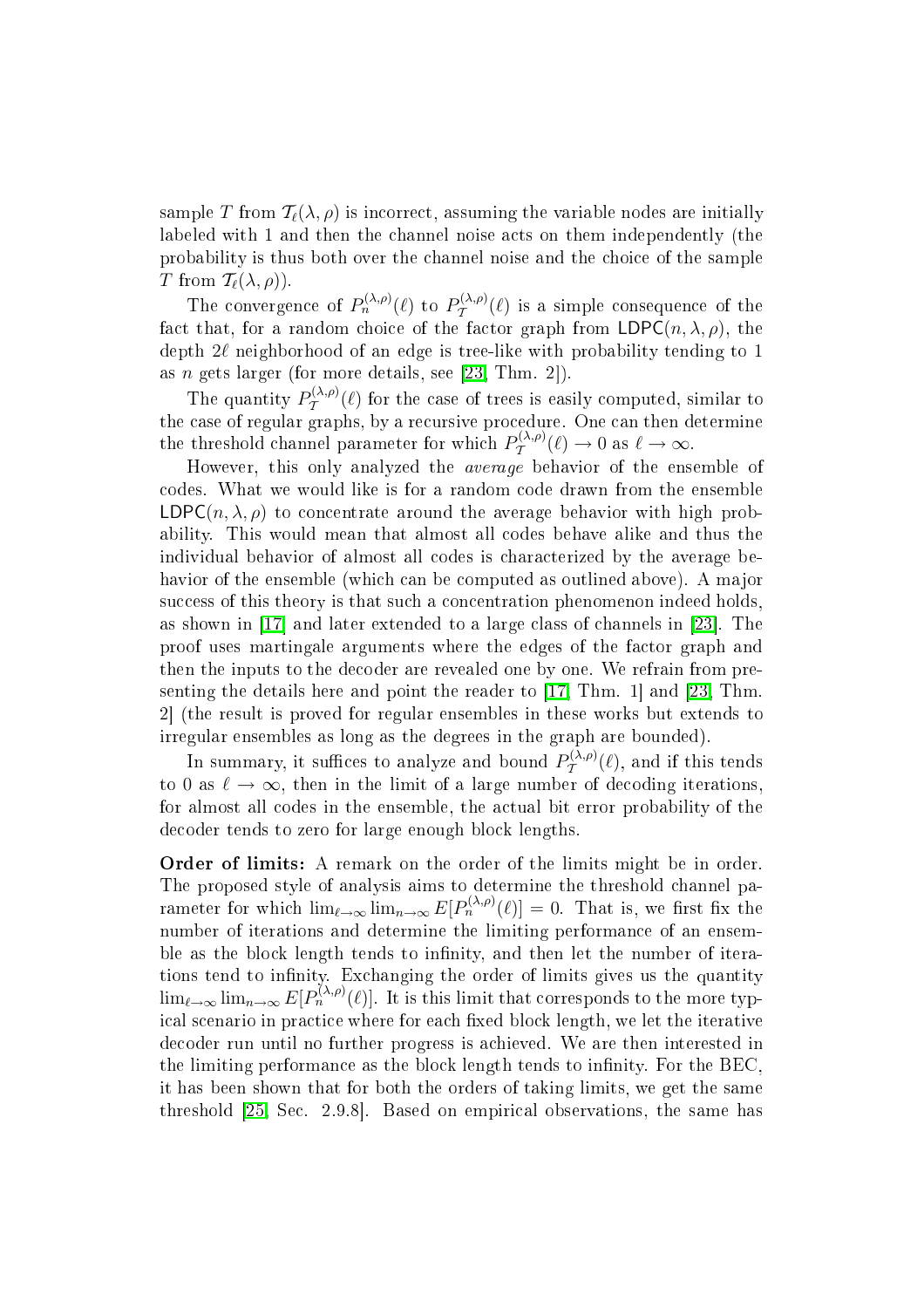sample $T$ from $\mathcal{T}_\ell(\lambda, \rho)$ is incorrect, assuming the variable nodes are initially labeled with 1 and then the channel noise acts on them independently (the probability is thus both over the channel noise and the choice of the sample $T$ from $\mathcal{T}_\ell(\lambda, \rho)$).

The convergence of $P_n^{(\lambda,\rho)}(\ell)$ to $P_{\mathcal{T}}^{(\lambda,\rho)}(\ell)$ is a simple consequence of the fact that, for a random choice of the factor graph from $\mathsf{LDPC}(n, \lambda, \rho)$, the depth $2\ell$ neighborhood of an edge is tree-like with probability tending to 1 as $n$ gets larger (for more details, see [23, Thm. 2]).

The quantity $P_{\mathcal{T}}^{(\lambda,\rho)}(\ell)$ for the case of trees is easily computed, similar to the case of regular graphs, by a recursive procedure. One can then determine the threshold channel parameter for which $P_{\mathcal{T}}^{(\lambda,\rho)}(\ell) \to 0$ as $\ell \to \infty$.

However, this only analyzed the *average* behavior of the ensemble of codes. What we would like is for a random code drawn from the ensemble $\mathsf{LDPC}(n, \lambda, \rho)$ to concentrate around the average behavior with high probability. This would mean that almost all codes behave alike and thus the individual behavior of almost all codes is characterized by the average behavior of the ensemble (which can be computed as outlined above). A major success of this theory is that such a concentration phenomenon indeed holds, as shown in [17] and later extended to a large class of channels in [23]. The proof uses martingale arguments where the edges of the factor graph and then the inputs to the decoder are revealed one by one. We refrain from presenting the details here and point the reader to [17, Thm. 1] and [23, Thm. 2] (the result is proved for regular ensembles in these works but extends to irregular ensembles as long as the degrees in the graph are bounded).

In summary, it suffices to analyze and bound $P_{\mathcal{T}}^{(\lambda,\rho)}(\ell)$, and if this tends to 0 as $\ell \to \infty$, then in the limit of a large number of decoding iterations, for almost all codes in the ensemble, the actual bit error probability of the decoder tends to zero for large enough block lengths.

**Order of limits:** A remark on the order of the limits might be in order. The proposed style of analysis aims to determine the threshold channel parameter for which $\lim_{\ell\to\infty} \lim_{n\to\infty} E[P_n^{(\lambda,\rho)}(\ell)] = 0$. That is, we first fix the number of iterations and determine the limiting performance of an ensemble as the block length tends to infinity, and then let the number of iterations tend to infinity. Exchanging the order of limits gives us the quantity $\lim_{\ell\to\infty} \lim_{n\to\infty} E[P_n^{(\lambda,\rho)}(\ell)]$. It is this limit that corresponds to the more typical scenario in practice where for each fixed block length, we let the iterative decoder run until no further progress is achieved. We are then interested in the limiting performance as the block length tends to infinity. For the BEC, it has been shown that for both the orders of taking limits, we get the same threshold [25, Sec. 2.9.8]. Based on empirical observations, the same has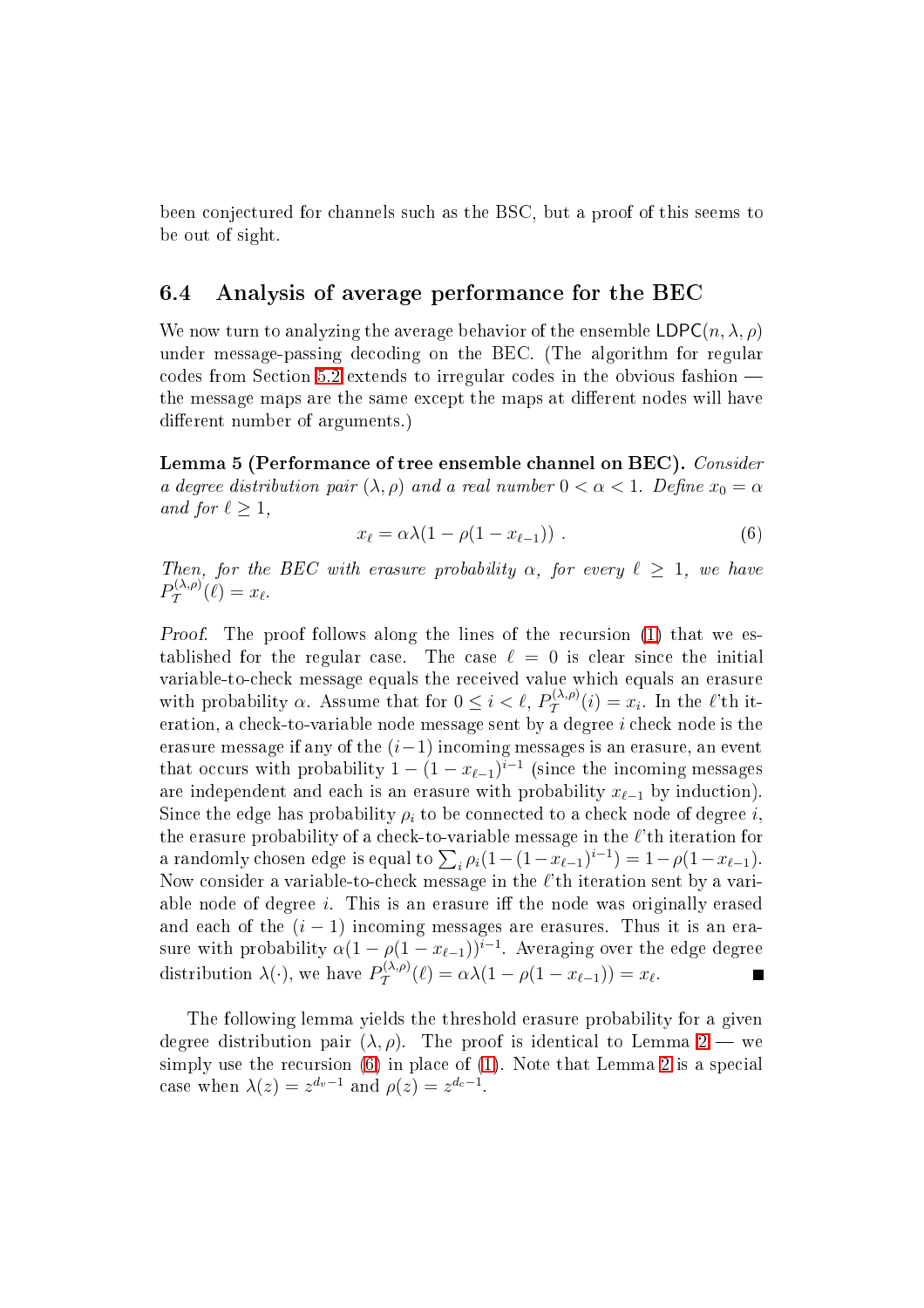been conjectured for channels such as the BSC, but a proof of this seems to be out of sight.

## 6.4 Analysis of average performance for the BEC

We now turn to analyzing the average behavior of the ensemble $\mathsf{LDPC}(n, \lambda, \rho)$ under message-passing decoding on the BEC. (The algorithm for regular codes from Section 5.2 extends to irregular codes in the obvious fashion — the message maps are the same except the maps at different nodes will have different number of arguments.)

**Lemma 5 (Performance of tree ensemble channel on BEC).** *Consider a degree distribution pair $(\lambda, \rho)$ and a real number $0 < \alpha < 1$. Define $x_0 = \alpha$ and for $\ell \geq 1$,*

$$x_\ell = \alpha\lambda(1 - \rho(1 - x_{\ell-1})) \ . \tag{6}$$

*Then, for the BEC with erasure probability $\alpha$, for every $\ell \geq 1$, we have $P_{\mathcal{T}}^{(\lambda,\rho)}(\ell) = x_\ell$.*

*Proof.* The proof follows along the lines of the recursion (1) that we established for the regular case. The case $\ell = 0$ is clear since the initial variable-to-check message equals the received value which equals an erasure with probability $\alpha$. Assume that for $0 \leq i < \ell$, $P_{\mathcal{T}}^{(\lambda,\rho)}(i) = x_i$. In the $\ell$'th iteration, a check-to-variable node message sent by a degree $i$ check node is the erasure message if any of the $(i-1)$ incoming messages is an erasure, an event that occurs with probability $1 - (1 - x_{\ell-1})^{i-1}$ (since the incoming messages are independent and each is an erasure with probability $x_{\ell-1}$ by induction). Since the edge has probability $\rho_i$ to be connected to a check node of degree $i$, the erasure probability of a check-to-variable message in the $\ell$'th iteration for a randomly chosen edge is equal to $\sum_i \rho_i(1-(1-x_{\ell-1})^{i-1}) = 1-\rho(1-x_{\ell-1})$. Now consider a variable-to-check message in the $\ell$'th iteration sent by a variable node of degree $i$. This is an erasure iff the node was originally erased and each of the $(i-1)$ incoming messages are erasures. Thus it is an erasure with probability $\alpha(1 - \rho(1 - x_{\ell-1}))^{i-1}$. Averaging over the edge degree distribution $\lambda(\cdot)$, we have $P_{\mathcal{T}}^{(\lambda,\rho)}(\ell) = \alpha\lambda(1 - \rho(1 - x_{\ell-1})) = x_\ell$. ■

The following lemma yields the threshold erasure probability for a given degree distribution pair $(\lambda, \rho)$. The proof is identical to Lemma 2 — we simply use the recursion (6) in place of (1). Note that Lemma 2 is a special case when $\lambda(z) = z^{d_v-1}$ and $\rho(z) = z^{d_c-1}$.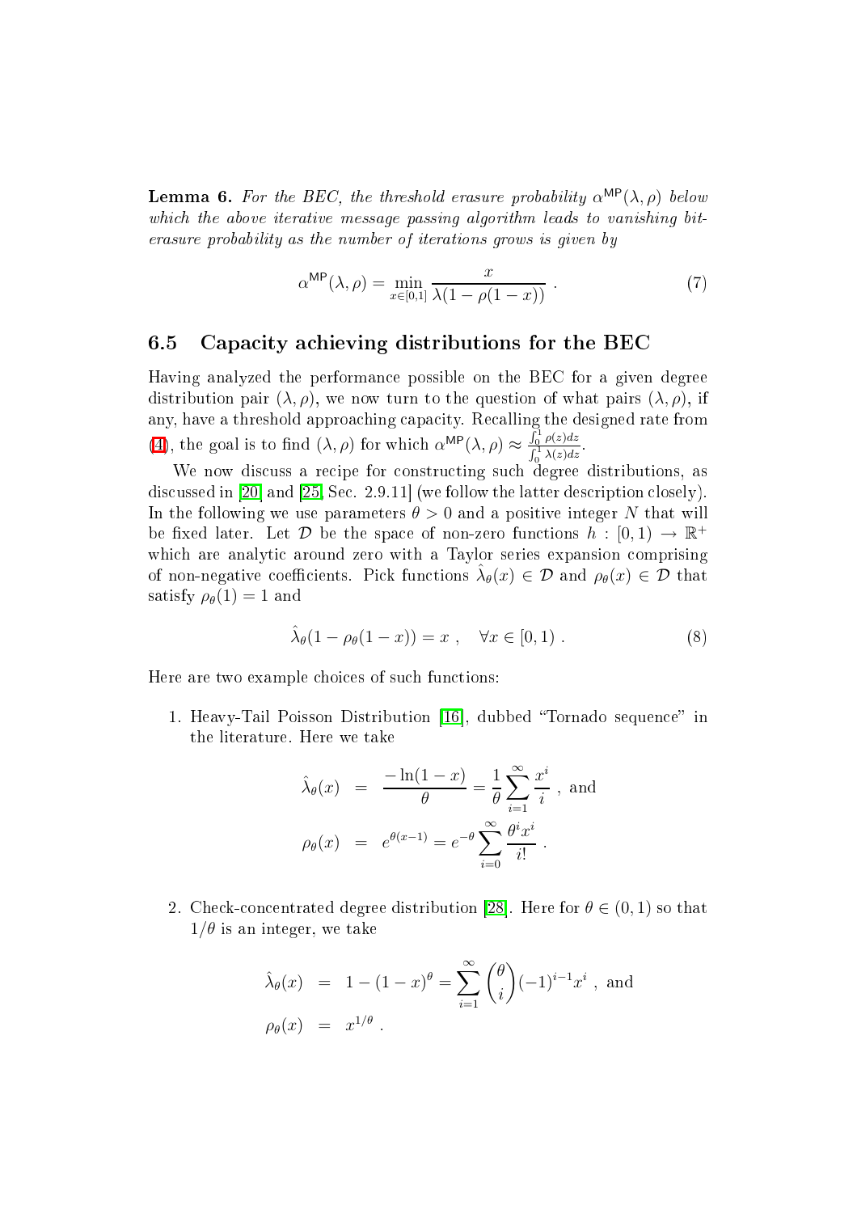**Lemma 6.** *For the BEC, the threshold erasure probability $\alpha^{\mathsf{MP}}(\lambda, \rho)$ below which the above iterative message passing algorithm leads to vanishing bit-erasure probability as the number of iterations grows is given by*

$$\alpha^{\mathsf{MP}}(\lambda, \rho) = \min_{x \in [0,1]} \frac{x}{\lambda(1 - \rho(1-x))} \ . \tag{7}$$

## 6.5 Capacity achieving distributions for the BEC

Having analyzed the performance possible on the BEC for a given degree distribution pair $(\lambda, \rho)$, we now turn to the question of what pairs $(\lambda, \rho)$, if any, have a threshold approaching capacity. Recalling the designed rate from (4), the goal is to find $(\lambda, \rho)$ for which $\alpha^{\mathsf{MP}}(\lambda, \rho) \approx \frac{\int_0^1 \rho(z)dz}{\int_0^1 \lambda(z)dz}$.

We now discuss a recipe for constructing such degree distributions, as discussed in [20] and [25, Sec. 2.9.11] (we follow the latter description closely). In the following we use parameters $\theta > 0$ and a positive integer $N$ that will be fixed later. Let $\mathcal{D}$ be the space of non-zero functions $h : [0, 1) \to \mathbb{R}^+$ which are analytic around zero with a Taylor series expansion comprising of non-negative coefficients. Pick functions $\hat{\lambda}_\theta(x) \in \mathcal{D}$ and $\rho_\theta(x) \in \mathcal{D}$ that satisfy $\rho_\theta(1) = 1$ and

$$\hat{\lambda}_\theta(1 - \rho_\theta(1-x)) = x \ , \quad \forall x \in [0, 1) \ . \tag{8}$$

Here are two example choices of such functions:

1. Heavy-Tail Poisson Distribution [16], dubbed "Tornado sequence" in the literature. Here we take

$$\begin{aligned} \hat{\lambda}_\theta(x) &= \frac{-\ln(1-x)}{\theta} = \frac{1}{\theta} \sum_{i=1}^{\infty} \frac{x^i}{i} \ , \text{ and} \\ \rho_\theta(x) &= e^{\theta(x-1)} = e^{-\theta} \sum_{i=0}^{\infty} \frac{\theta^i x^i}{i!} \ . \end{aligned}$$

2. Check-concentrated degree distribution [28]. Here for $\theta \in (0, 1)$ so that $1/\theta$ is an integer, we take

$$\begin{aligned} \hat{\lambda}_\theta(x) &= 1 - (1-x)^\theta = \sum_{i=1}^{\infty} \binom{\theta}{i} (-1)^{i-1} x^i \ , \text{ and} \\ \rho_\theta(x) &= x^{1/\theta} \ . \end{aligned}$$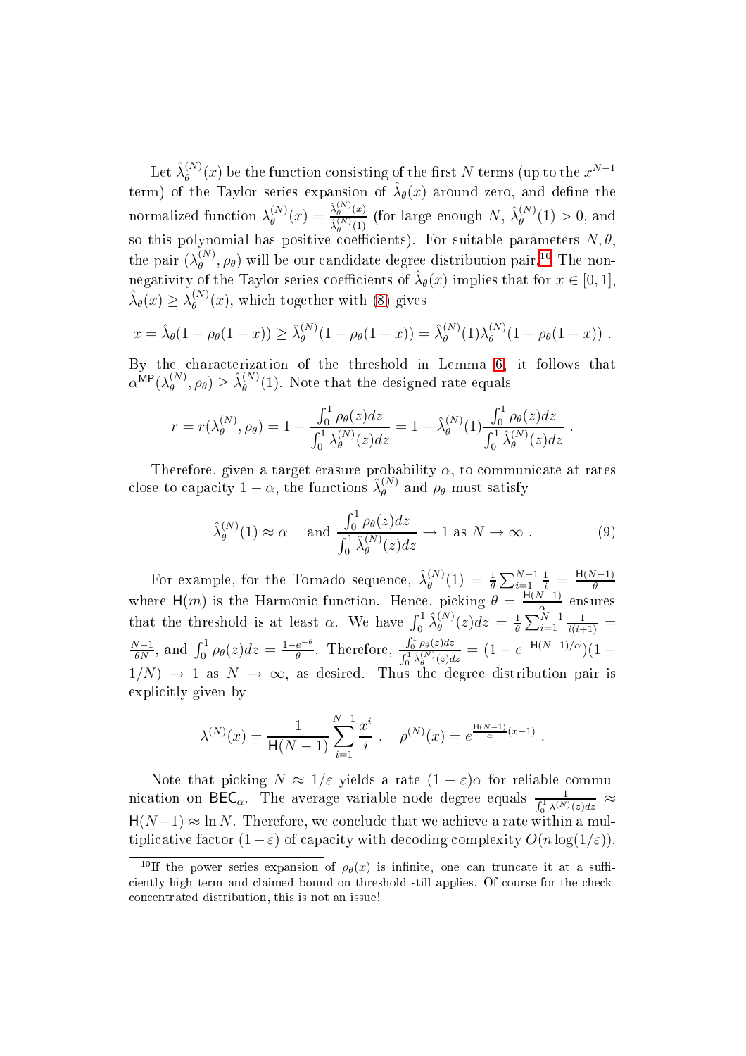Let $\hat{\lambda}_\theta^{(N)}(x)$ be the function consisting of the first $N$ terms (up to the $x^{N-1}$ term) of the Taylor series expansion of $\hat{\lambda}_\theta(x)$ around zero, and define the normalized function $\lambda_\theta^{(N)}(x) = \frac{\hat{\lambda}_\theta^{(N)}(x)}{\hat{\lambda}_\theta^{(N)}(1)}$ (for large enough $N$, $\hat{\lambda}_\theta^{(N)}(1) > 0$, and so this polynomial has positive coefficients). For suitable parameters $N, \theta$, the pair $(\lambda_\theta^{(N)}, \rho_\theta)$ will be our candidate degree distribution pair.[10] The non-negativity of the Taylor series coefficients of $\hat{\lambda}_\theta(x)$ implies that for $x \in [0,1]$, $\hat{\lambda}_\theta(x) \geq \lambda_\theta^{(N)}(x)$, which together with (8) gives

$$x = \hat{\lambda}_\theta(1 - \rho_\theta(1-x)) \geq \hat{\lambda}_\theta^{(N)}(1 - \rho_\theta(1-x)) = \hat{\lambda}_\theta^{(N)}(1)\lambda_\theta^{(N)}(1 - \rho_\theta(1-x)) \ .$$

By the characterization of the threshold in Lemma 6, it follows that $\alpha^{\mathsf{MP}}(\lambda_\theta^{(N)}, \rho_\theta) \geq \hat{\lambda}_\theta^{(N)}(1)$. Note that the designed rate equals

$$r = r(\lambda_\theta^{(N)}, \rho_\theta) = 1 - \frac{\int_0^1 \rho_\theta(z)dz}{\int_0^1 \lambda_\theta^{(N)}(z)dz} = 1 - \hat{\lambda}_\theta^{(N)}(1)\frac{\int_0^1 \rho_\theta(z)dz}{\int_0^1 \hat{\lambda}_\theta^{(N)}(z)dz} \ .$$

Therefore, given a target erasure probability $\alpha$, to communicate at rates close to capacity $1-\alpha$, the functions $\hat{\lambda}_\theta^{(N)}$ and $\rho_\theta$ must satisfy

$$\hat{\lambda}_\theta^{(N)}(1) \approx \alpha \quad \text{ and } \frac{\int_0^1 \rho_\theta(z)dz}{\int_0^1 \hat{\lambda}_\theta^{(N)}(z)dz} \to 1 \text{ as } N \to \infty \ . \tag{9}$$

For example, for the Tornado sequence, $\hat{\lambda}_\theta^{(N)}(1) = \frac{1}{\theta}\sum_{i=1}^{N-1}\frac{1}{i} = \frac{\mathsf{H}(N-1)}{\theta}$ where $\mathsf{H}(m)$ is the Harmonic function. Hence, picking $\theta = \frac{\mathsf{H}(N-1)}{\alpha}$ ensures that the threshold is at least $\alpha$. We have $\int_0^1 \hat{\lambda}_\theta^{(N)}(z)dz = \frac{1}{\theta}\sum_{i=1}^{N-1}\frac{1}{i(i+1)} = \frac{N-1}{\theta N}$, and $\int_0^1 \rho_\theta(z)dz = \frac{1-e^{-\theta}}{\theta}$. Therefore, $\frac{\int_0^1 \rho_\theta(z)dz}{\int_0^1 \hat{\lambda}_\theta^{(N)}(z)dz} = (1 - e^{-\mathsf{H}(N-1)/\alpha})(1 - 1/N) \to 1$ as $N \to \infty$, as desired. Thus the degree distribution pair is explicitly given by

$$\lambda^{(N)}(x) = \frac{1}{\mathsf{H}(N-1)}\sum_{i=1}^{N-1}\frac{x^i}{i} \ , \quad \rho^{(N)}(x) = e^{\frac{\mathsf{H}(N-1)}{\alpha}(x-1)} \ .$$

Note that picking $N \approx 1/\varepsilon$ yields a rate $(1-\varepsilon)\alpha$ for reliable communication on $\mathsf{BEC}_\alpha$. The average variable node degree equals $\frac{1}{\int_0^1 \lambda^{(N)}(z)dz} \approx \mathsf{H}(N-1) \approx \ln N$. Therefore, we conclude that we achieve a rate within a multiplicative factor $(1-\varepsilon)$ of capacity with decoding complexity $O(n\log(1/\varepsilon))$.

[10] If the power series expansion of $\rho_\theta(x)$ is infinite, one can truncate it at a sufficiently high term and claimed bound on threshold still applies. Of course for the check-concentrated distribution, this is not an issue!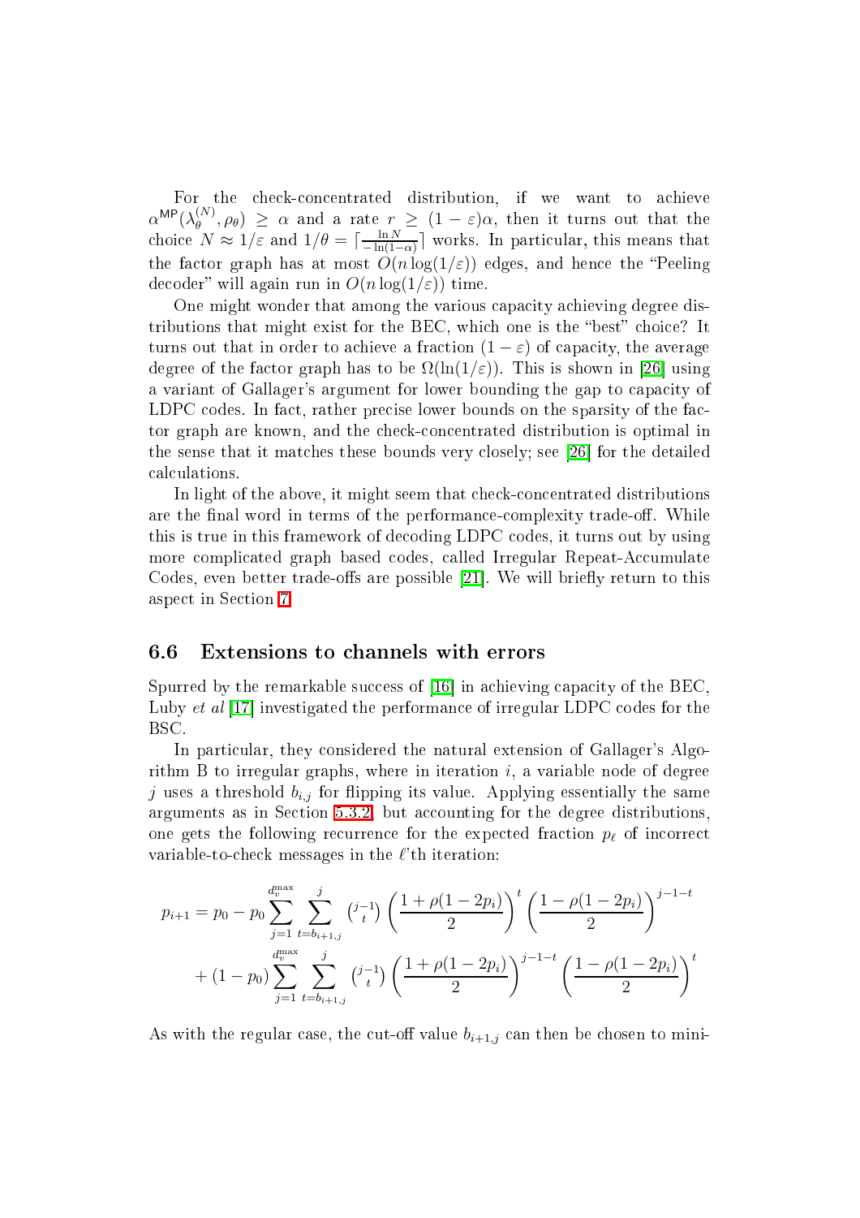For the check-concentrated distribution, if we want to achieve $\alpha^{\mathsf{MP}}(\lambda_\theta^{(N)}, \rho_\theta) \geq \alpha$ and a rate $r \geq (1-\varepsilon)\alpha$, then it turns out that the choice $N \approx 1/\varepsilon$ and $1/\theta = \lceil \frac{\ln N}{-\ln(1-\alpha)} \rceil$ works. In particular, this means that the factor graph has at most $O(n \log(1/\varepsilon))$ edges, and hence the "Peeling decoder" will again run in $O(n \log(1/\varepsilon))$ time.

One might wonder that among the various capacity achieving degree distributions that might exist for the BEC, which one is the "best" choice? It turns out that in order to achieve a fraction $(1-\varepsilon)$ of capacity, the average degree of the factor graph has to be $\Omega(\ln(1/\varepsilon))$. This is shown in [26] using a variant of Gallager's argument for lower bounding the gap to capacity of LDPC codes. In fact, rather precise lower bounds on the sparsity of the factor graph are known, and the check-concentrated distribution is optimal in the sense that it matches these bounds very closely; see [26] for the detailed calculations.

In light of the above, it might seem that check-concentrated distributions are the final word in terms of the performance-complexity trade-off. While this is true in this framework of decoding LDPC codes, it turns out by using more complicated graph based codes, called Irregular Repeat-Accumulate Codes, even better trade-offs are possible [21]. We will briefly return to this aspect in Section 7.

## 6.6 Extensions to channels with errors

Spurred by the remarkable success of [16] in achieving capacity of the BEC, Luby *et al* [17] investigated the performance of irregular LDPC codes for the BSC.

In particular, they considered the natural extension of Gallager's Algorithm B to irregular graphs, where in iteration $i$, a variable node of degree $j$ uses a threshold $b_{i,j}$ for flipping its value. Applying essentially the same arguments as in Section 5.3.2, but accounting for the degree distributions, one gets the following recurrence for the expected fraction $p_\ell$ of incorrect variable-to-check messages in the $\ell$'th iteration:

$$p_{i+1} = p_0 - p_0 \sum_{j=1}^{d_v^{\max}} \sum_{t=b_{i+1,j}}^{j} \binom{j-1}{t} \left(\frac{1+\rho(1-2p_i)}{2}\right)^t \left(\frac{1-\rho(1-2p_i)}{2}\right)^{j-1-t}$$
$$+ (1-p_0) \sum_{j=1}^{d_v^{\max}} \sum_{t=b_{i+1,j}}^{j} \binom{j-1}{t} \left(\frac{1+\rho(1-2p_i)}{2}\right)^{j-1-t} \left(\frac{1-\rho(1-2p_i)}{2}\right)^t$$

As with the regular case, the cut-off value $b_{i+1,j}$ can then be chosen to mini-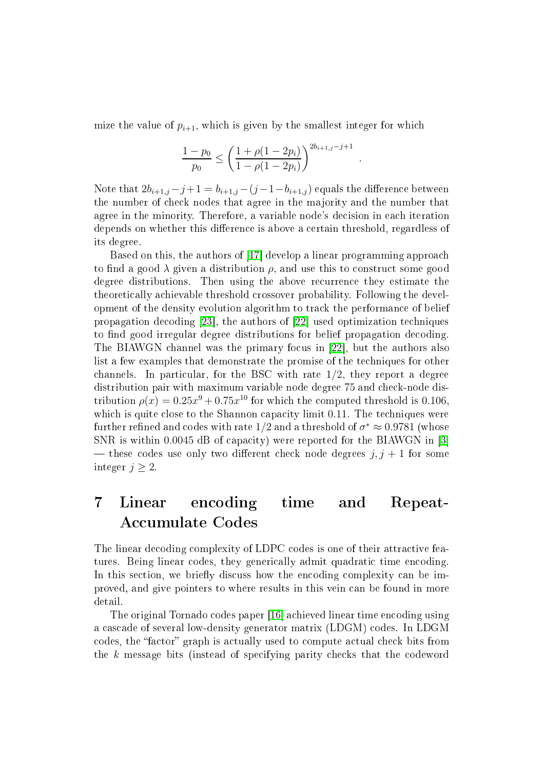mize the value of $p_{i+1}$, which is given by the smallest integer for which

$$\frac{1-p_0}{p_0} \le \left(\frac{1+\rho(1-2p_i)}{1-\rho(1-2p_i)}\right)^{2b_{i+1,j}-j+1} .$$

Note that $2b_{i+1,j}-j+1 = b_{i+1,j}-(j-1-b_{i+1,j})$ equals the difference between the number of check nodes that agree in the majority and the number that agree in the minority. Therefore, a variable node's decision in each iteration depends on whether this difference is above a certain threshold, regardless of its degree.

Based on this, the authors of [17] develop a linear programming approach to find a good $\lambda$ given a distribution $\rho$, and use this to construct some good degree distributions. Then using the above recurrence they estimate the theoretically achievable threshold crossover probability. Following the development of the density evolution algorithm to track the performance of belief propagation decoding [23], the authors of [22] used optimization techniques to find good irregular degree distributions for belief propagation decoding. The BIAWGN channel was the primary focus in [22], but the authors also list a few examples that demonstrate the promise of the techniques for other channels. In particular, for the BSC with rate $1/2$, they report a degree distribution pair with maximum variable node degree 75 and check-node distribution $\rho(x) = 0.25x^9 + 0.75x^{10}$ for which the computed threshold is 0.106, which is quite close to the Shannon capacity limit 0.11. The techniques were further refined and codes with rate $1/2$ and a threshold of $\sigma^* \approx 0.9781$ (whose SNR is within 0.0045 dB of capacity) were reported for the BIAWGN in [3] — these codes use only two different check node degrees $j, j+1$ for some integer $j \ge 2$.

# 7 Linear encoding time and Repeat-Accumulate Codes

The linear decoding complexity of LDPC codes is one of their attractive features. Being linear codes, they generically admit quadratic time encoding. In this section, we briefly discuss how the encoding complexity can be improved, and give pointers to where results in this vein can be found in more detail.

The original Tornado codes paper [16] achieved linear time encoding using a cascade of several low-density generator matrix (LDGM) codes. In LDGM codes, the "factor" graph is actually used to compute actual check bits from the $k$ message bits (instead of specifying parity checks that the codeword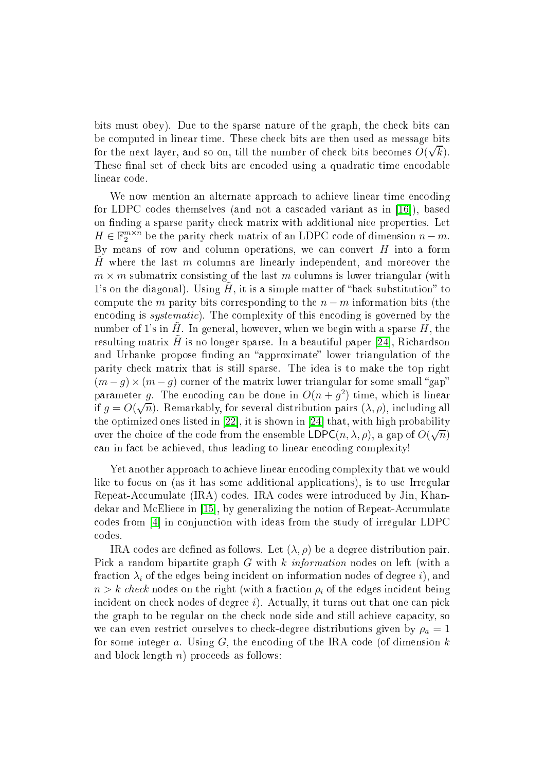bits must obey). Due to the sparse nature of the graph, the check bits can be computed in linear time. These check bits are then used as message bits for the next layer, and so on, till the number of check bits becomes $O(\sqrt{k})$. These final set of check bits are encoded using a quadratic time encodable linear code.

We now mention an alternate approach to achieve linear time encoding for LDPC codes themselves (and not a cascaded variant as in [16]), based on finding a sparse parity check matrix with additional nice properties. Let $H \in \mathbb{F}_2^{m \times n}$ be the parity check matrix of an LDPC code of dimension $n-m$. By means of row and column operations, we can convert $H$ into a form $\tilde{H}$ where the last $m$ columns are linearly independent, and moreover the $m \times m$ submatrix consisting of the last $m$ columns is lower triangular (with 1's on the diagonal). Using $\tilde{H}$, it is a simple matter of "back-substitution" to compute the $m$ parity bits corresponding to the $n-m$ information bits (the encoding is *systematic*). The complexity of this encoding is governed by the number of 1's in $\tilde{H}$. In general, however, when we begin with a sparse $H$, the resulting matrix $\tilde{H}$ is no longer sparse. In a beautiful paper [24], Richardson and Urbanke propose finding an "approximate" lower triangulation of the parity check matrix that is still sparse. The idea is to make the top right $(m-g) \times (m-g)$ corner of the matrix lower triangular for some small "gap" parameter $g$. The encoding can be done in $O(n+g^2)$ time, which is linear if $g = O(\sqrt{n})$. Remarkably, for several distribution pairs $(\lambda, \rho)$, including all the optimized ones listed in [22], it is shown in [24] that, with high probability over the choice of the code from the ensemble $\mathsf{LDPC}(n, \lambda, \rho)$, a gap of $O(\sqrt{n})$ can in fact be achieved, thus leading to linear encoding complexity!

Yet another approach to achieve linear encoding complexity that we would like to focus on (as it has some additional applications), is to use Irregular Repeat-Accumulate (IRA) codes. IRA codes were introduced by Jin, Khandekar and McEliece in [15], by generalizing the notion of Repeat-Accumulate codes from [4] in conjunction with ideas from the study of irregular LDPC codes.

IRA codes are defined as follows. Let $(\lambda, \rho)$ be a degree distribution pair. Pick a random bipartite graph $G$ with $k$ *information* nodes on left (with a fraction $\lambda_i$ of the edges being incident on information nodes of degree $i$), and $n > k$ *check* nodes on the right (with a fraction $\rho_i$ of the edges incident being incident on check nodes of degree $i$). Actually, it turns out that one can pick the graph to be regular on the check node side and still achieve capacity, so we can even restrict ourselves to check-degree distributions given by $\rho_a = 1$ for some integer $a$. Using $G$, the encoding of the IRA code (of dimension $k$ and block length $n$) proceeds as follows: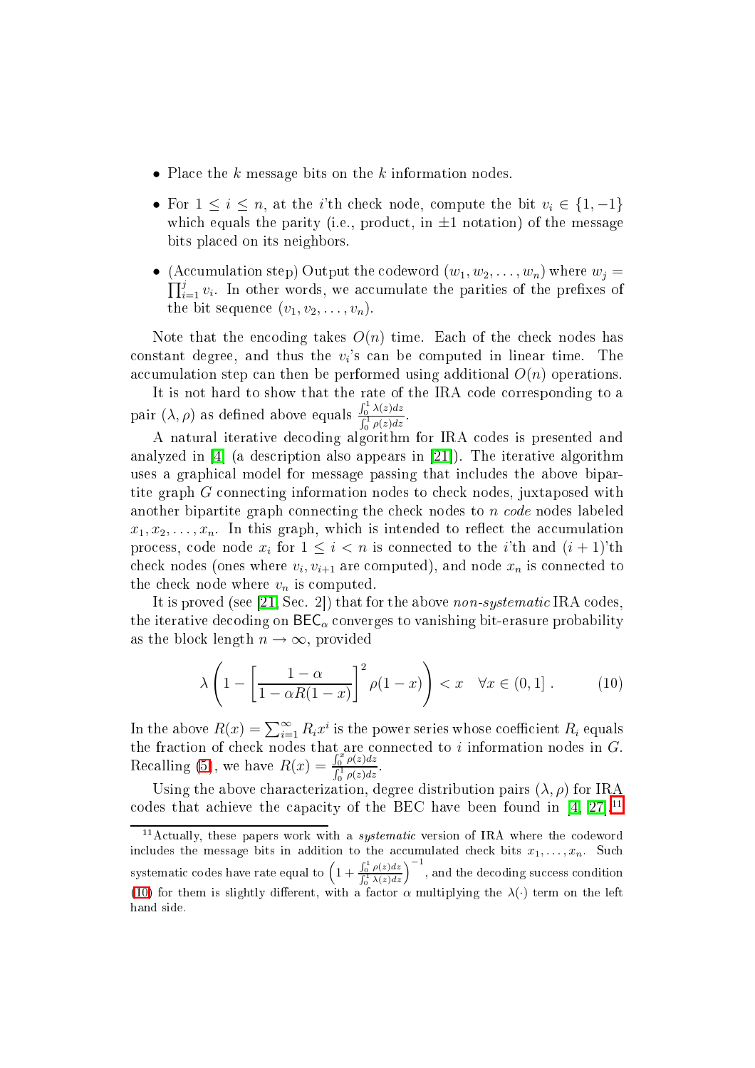- Place the $k$ message bits on the $k$ information nodes.
- For $1 \le i \le n$, at the $i$'th check node, compute the bit $v_i \in \{1, -1\}$ which equals the parity (i.e., product, in $\pm 1$ notation) of the message bits placed on its neighbors.
- (Accumulation step) Output the codeword $(w_1, w_2, \ldots, w_n)$ where $w_j = \prod_{i=1}^{j} v_i$. In other words, we accumulate the parities of the prefixes of the bit sequence $(v_1, v_2, \ldots, v_n)$.

Note that the encoding takes $O(n)$ time. Each of the check nodes has constant degree, and thus the $v_i$'s can be computed in linear time. The accumulation step can then be performed using additional $O(n)$ operations.

It is not hard to show that the rate of the IRA code corresponding to a pair $(\lambda, \rho)$ as defined above equals $\frac{\int_0^1 \lambda(z)dz}{\int_0^1 \rho(z)dz}$.

A natural iterative decoding algorithm for IRA codes is presented and analyzed in [4] (a description also appears in [21]). The iterative algorithm uses a graphical model for message passing that includes the above bipartite graph $G$ connecting information nodes to check nodes, juxtaposed with another bipartite graph connecting the check nodes to $n$ *code* nodes labeled $x_1, x_2, \ldots, x_n$. In this graph, which is intended to reflect the accumulation process, code node $x_i$ for $1 \le i < n$ is connected to the $i$'th and $(i+1)$'th check nodes (ones where $v_i, v_{i+1}$ are computed), and node $x_n$ is connected to the check node where $v_n$ is computed.

It is proved (see [21, Sec. 2]) that for the above *non-systematic* IRA codes, the iterative decoding on $\mathsf{BEC}_\alpha$ converges to vanishing bit-erasure probability as the block length $n \to \infty$, provided

$$\lambda\left(1 - \left[\frac{1-\alpha}{1-\alpha R(1-x)}\right]^2 \rho(1-x)\right) < x \quad \forall x \in (0,1] \,. \tag{10}$$

In the above $R(x) = \sum_{i=1}^{\infty} R_i x^i$ is the power series whose coefficient $R_i$ equals the fraction of check nodes that are connected to $i$ information nodes in $G$. Recalling (5), we have $R(x) = \frac{\int_0^x \rho(z)dz}{\int_0^1 \rho(z)dz}$.

Using the above characterization, degree distribution pairs $(\lambda, \rho)$ for IRA codes that achieve the capacity of the BEC have been found in [4, 27].[11]

[11] Actually, these papers work with a *systematic* version of IRA where the codeword includes the message bits in addition to the accumulated check bits $x_1, \ldots, x_n$. Such systematic codes have rate equal to $\left(1 + \frac{\int_0^1 \rho(z)dz}{\int_0^1 \lambda(z)dz}\right)^{-1}$, and the decoding success condition (10) for them is slightly different, with a factor $\alpha$ multiplying the $\lambda(\cdot)$ term on the left hand side.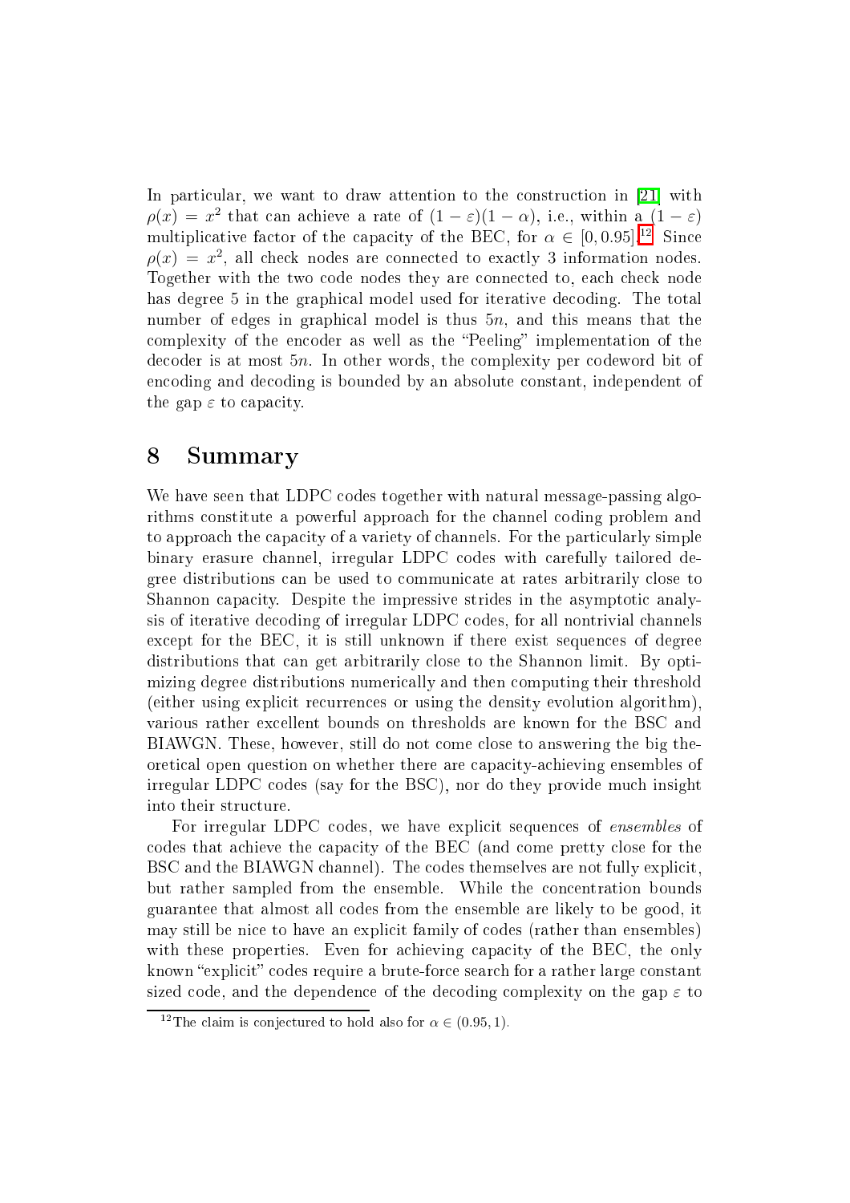In particular, we want to draw attention to the construction in [21] with $\rho(x) = x^2$ that can achieve a rate of $(1-\varepsilon)(1-\alpha)$, i.e., within a $(1-\varepsilon)$ multiplicative factor of the capacity of the BEC, for $\alpha \in [0, 0.95]$.[12] Since $\rho(x) = x^2$, all check nodes are connected to exactly 3 information nodes. Together with the two code nodes they are connected to, each check node has degree 5 in the graphical model used for iterative decoding. The total number of edges in graphical model is thus $5n$, and this means that the complexity of the encoder as well as the "Peeling" implementation of the decoder is at most $5n$. In other words, the complexity per codeword bit of encoding and decoding is bounded by an absolute constant, independent of the gap $\varepsilon$ to capacity.

# 8 Summary

We have seen that LDPC codes together with natural message-passing algorithms constitute a powerful approach for the channel coding problem and to approach the capacity of a variety of channels. For the particularly simple binary erasure channel, irregular LDPC codes with carefully tailored degree distributions can be used to communicate at rates arbitrarily close to Shannon capacity. Despite the impressive strides in the asymptotic analysis of iterative decoding of irregular LDPC codes, for all nontrivial channels except for the BEC, it is still unknown if there exist sequences of degree distributions that can get arbitrarily close to the Shannon limit. By optimizing degree distributions numerically and then computing their threshold (either using explicit recurrences or using the density evolution algorithm), various rather excellent bounds on thresholds are known for the BSC and BIAWGN. These, however, still do not come close to answering the big theoretical open question on whether there are capacity-achieving ensembles of irregular LDPC codes (say for the BSC), nor do they provide much insight into their structure.

For irregular LDPC codes, we have explicit sequences of *ensembles* of codes that achieve the capacity of the BEC (and come pretty close for the BSC and the BIAWGN channel). The codes themselves are not fully explicit, but rather sampled from the ensemble. While the concentration bounds guarantee that almost all codes from the ensemble are likely to be good, it may still be nice to have an explicit family of codes (rather than ensembles) with these properties. Even for achieving capacity of the BEC, the only known "explicit" codes require a brute-force search for a rather large constant sized code, and the dependence of the decoding complexity on the gap $\varepsilon$ to

[12] The claim is conjectured to hold also for $\alpha \in (0.95, 1)$.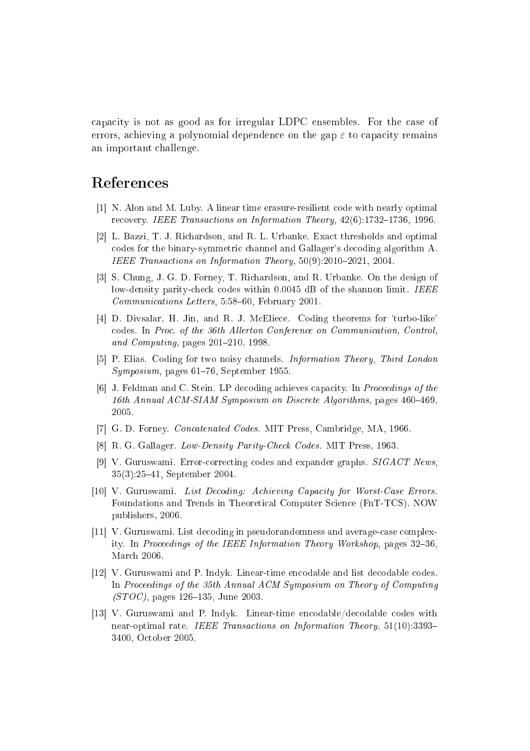capacity is not as good as for irregular LDPC ensembles. For the case of errors, achieving a polynomial dependence on the gap $\varepsilon$ to capacity remains an important challenge.

# References

[1] N. Alon and M. Luby. A linear time erasure-resilient code with nearly optimal recovery. *IEEE Transactions on Information Theory*, 42(6):1732–1736, 1996.

[2] L. Bazzi, T. J. Richardson, and R. L. Urbanke. Exact thresholds and optimal codes for the binary-symmetric channel and Gallager's decoding algorithm A. *IEEE Transactions on Information Theory*, 50(9):2010–2021, 2004.

[3] S. Chung, J. G. D. Forney, T. Richardson, and R. Urbanke. On the design of low-density parity-check codes within 0.0045 dB of the shannon limit. *IEEE Communications Letters*, 5:58–60, February 2001.

[4] D. Divsalar, H. Jin, and R. J. McEliece. Coding theorems for 'turbo-like' codes. In *Proc. of the 36th Allerton Conference on Communication, Control, and Computing*, pages 201–210, 1998.

[5] P. Elias. Coding for two noisy channels. *Information Theory, Third London Symposium*, pages 61–76, September 1955.

[6] J. Feldman and C. Stein. LP decoding achieves capacity. In *Proceedings of the 16th Annual ACM-SIAM Symposium on Discrete Algorithms*, pages 460–469, 2005.

[7] G. D. Forney. *Concatenated Codes*. MIT Press, Cambridge, MA, 1966.

[8] R. G. Gallager. *Low-Density Parity-Check Codes*. MIT Press, 1963.

[9] V. Guruswami. Error-correcting codes and expander graphs. *SIGACT News*, 35(3):25–41, September 2004.

[10] V. Guruswami. *List Decoding: Achieving Capacity for Worst-Case Errors.* Foundations and Trends in Theoretical Computer Science (FnT-TCS). NOW publishers, 2006.

[11] V. Guruswami. List decoding in pseudorandomness and average-case complexity. In *Proceedings of the IEEE Information Theory Workshop*, pages 32–36, March 2006.

[12] V. Guruswami and P. Indyk. Linear-time encodable and list decodable codes. In *Proceedings of the 35th Annual ACM Symposium on Theory of Computing (STOC)*, pages 126–135, June 2003.

[13] V. Guruswami and P. Indyk. Linear-time encodable/decodable codes with near-optimal rate. *IEEE Transactions on Information Theory*, 51(10):3393–3400, October 2005.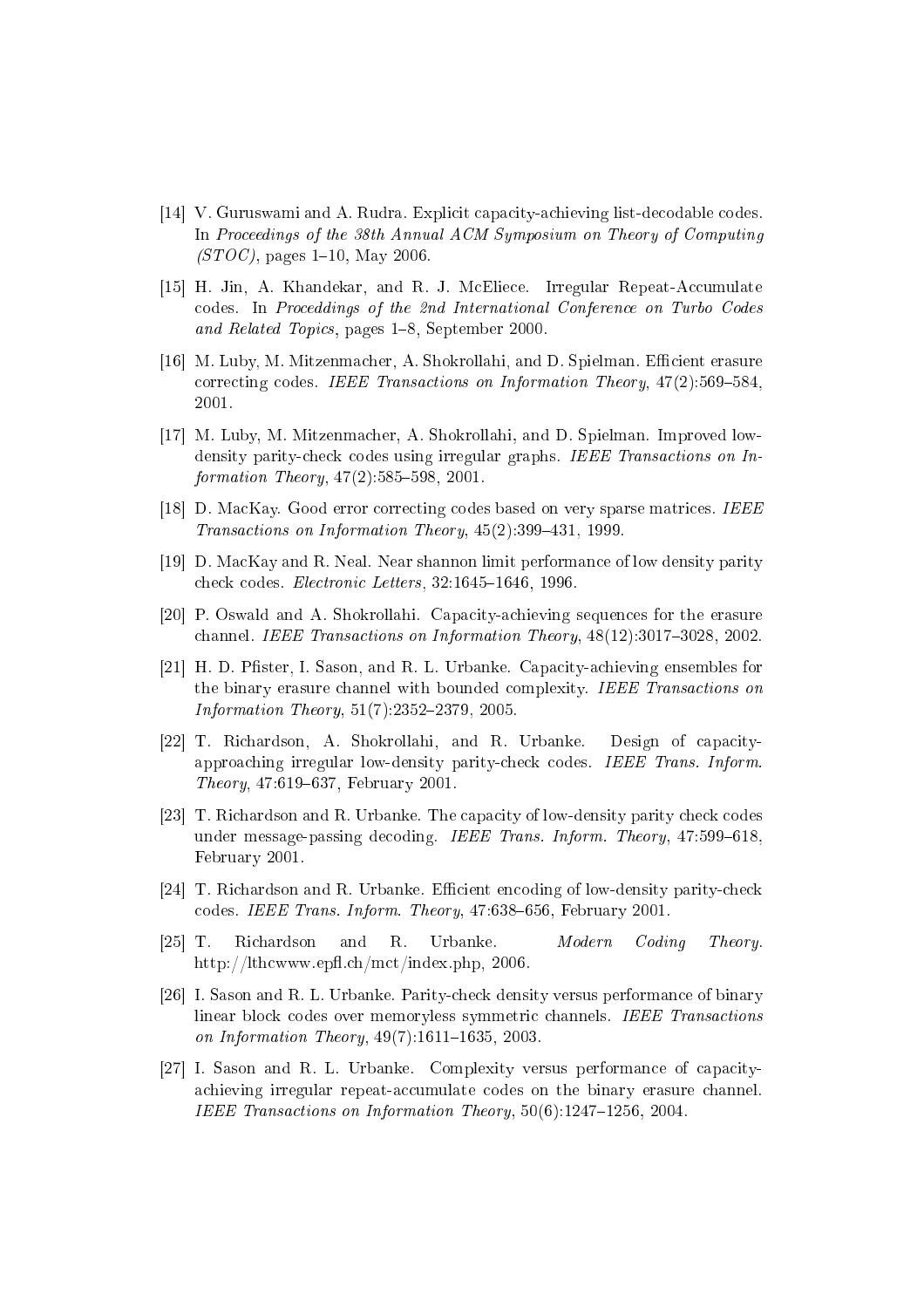[14] V. Guruswami and A. Rudra. Explicit capacity-achieving list-decodable codes. In *Proceedings of the 38th Annual ACM Symposium on Theory of Computing (STOC)*, pages 1–10, May 2006.

[15] H. Jin, A. Khandekar, and R. J. McEliece. Irregular Repeat-Accumulate codes. In *Proceddings of the 2nd International Conference on Turbo Codes and Related Topics*, pages 1–8, September 2000.

[16] M. Luby, M. Mitzenmacher, A. Shokrollahi, and D. Spielman. Efficient erasure correcting codes. *IEEE Transactions on Information Theory*, 47(2):569–584, 2001.

[17] M. Luby, M. Mitzenmacher, A. Shokrollahi, and D. Spielman. Improved low-density parity-check codes using irregular graphs. *IEEE Transactions on Information Theory*, 47(2):585–598, 2001.

[18] D. MacKay. Good error correcting codes based on very sparse matrices. *IEEE Transactions on Information Theory*, 45(2):399–431, 1999.

[19] D. MacKay and R. Neal. Near shannon limit performance of low density parity check codes. *Electronic Letters*, 32:1645–1646, 1996.

[20] P. Oswald and A. Shokrollahi. Capacity-achieving sequences for the erasure channel. *IEEE Transactions on Information Theory*, 48(12):3017–3028, 2002.

[21] H. D. Pfister, I. Sason, and R. L. Urbanke. Capacity-achieving ensembles for the binary erasure channel with bounded complexity. *IEEE Transactions on Information Theory*, 51(7):2352–2379, 2005.

[22] T. Richardson, A. Shokrollahi, and R. Urbanke. Design of capacity-approaching irregular low-density parity-check codes. *IEEE Trans. Inform. Theory*, 47:619–637, February 2001.

[23] T. Richardson and R. Urbanke. The capacity of low-density parity check codes under message-passing decoding. *IEEE Trans. Inform. Theory*, 47:599–618, February 2001.

[24] T. Richardson and R. Urbanke. Efficient encoding of low-density parity-check codes. *IEEE Trans. Inform. Theory*, 47:638–656, February 2001.

[25] T. Richardson and R. Urbanke. *Modern Coding Theory*. http://lthcwww.epfl.ch/mct/index.php, 2006.

[26] I. Sason and R. L. Urbanke. Parity-check density versus performance of binary linear block codes over memoryless symmetric channels. *IEEE Transactions on Information Theory*, 49(7):1611–1635, 2003.

[27] I. Sason and R. L. Urbanke. Complexity versus performance of capacity-achieving irregular repeat-accumulate codes on the binary erasure channel. *IEEE Transactions on Information Theory*, 50(6):1247–1256, 2004.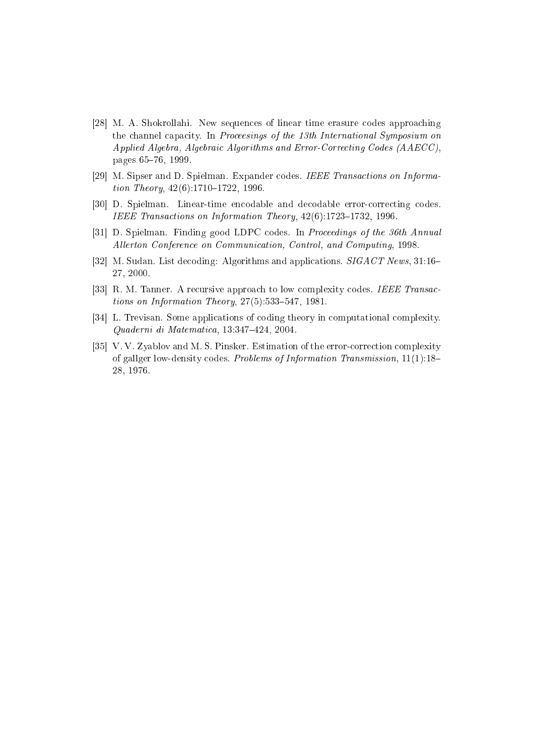[28] M. A. Shokrollahi. New sequences of linear time erasure codes approaching the channel capacity. In *Proceesings of the 13th International Symposium on Applied Algebra, Algebraic Algorithms and Error-Correcting Codes (AAECC)*, pages 65–76, 1999.

[29] M. Sipser and D. Spielman. Expander codes. *IEEE Transactions on Information Theory*, 42(6):1710–1722, 1996.

[30] D. Spielman. Linear-time encodable and decodable error-correcting codes. *IEEE Transactions on Information Theory*, 42(6):1723–1732, 1996.

[31] D. Spielman. Finding good LDPC codes. In *Proceedings of the 36th Annual Allerton Conference on Communication, Control, and Computing*, 1998.

[32] M. Sudan. List decoding: Algorithms and applications. *SIGACT News*, 31:16–27, 2000.

[33] R. M. Tanner. A recursive approach to low complexity codes. *IEEE Transactions on Information Theory*, 27(5):533–547, 1981.

[34] L. Trevisan. Some applications of coding theory in computational complexity. *Quaderni di Matematica*, 13:347–424, 2004.

[35] V. V. Zyablov and M. S. Pinsker. Estimation of the error-correction complexity of gallger low-density codes. *Problems of Information Transmission*, 11(1):18–28, 1976.